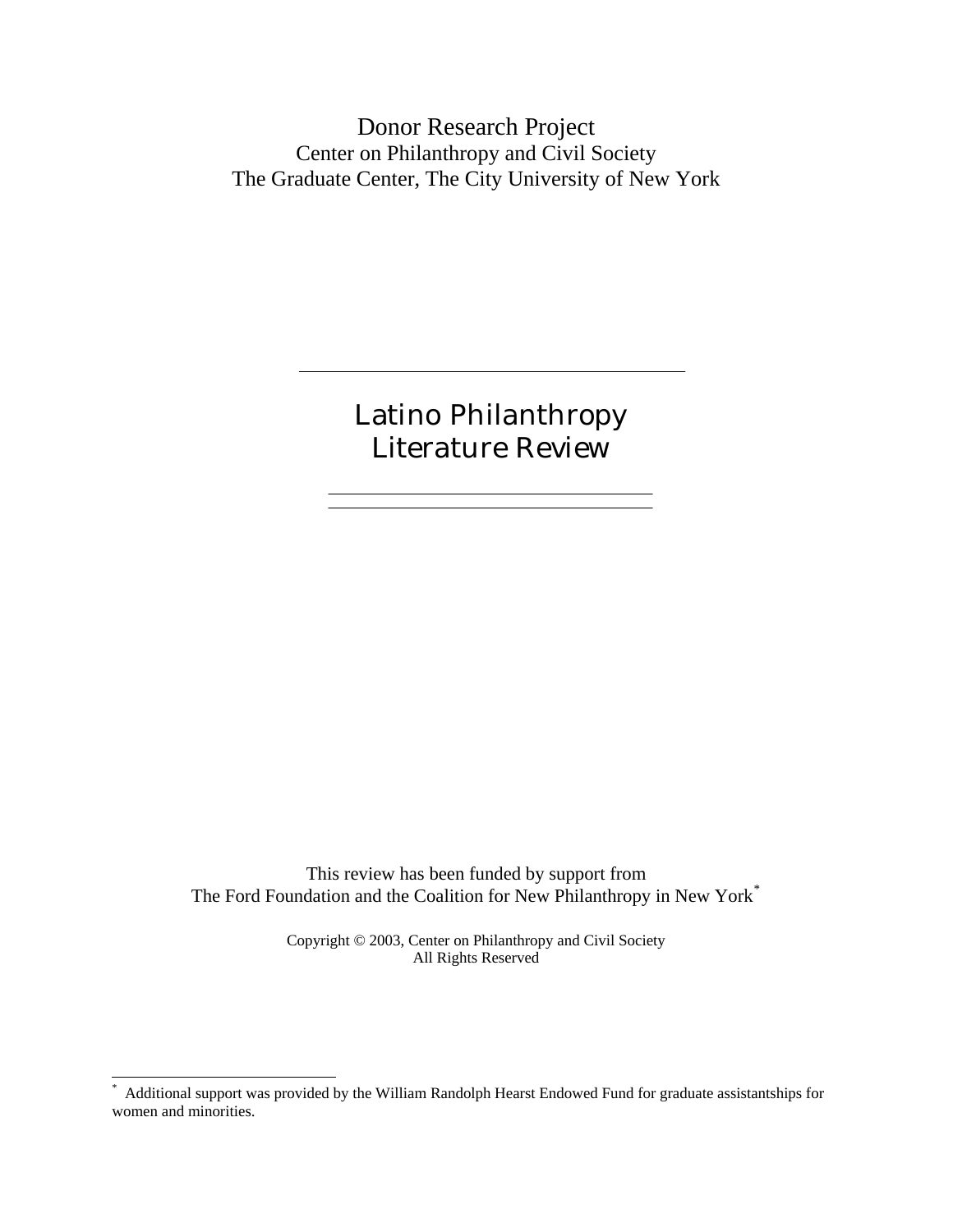Donor Research Project
Center on Philanthropy and Civil Society
The Graduate Center, The City University of New York

---

# Latino Philanthropy Literature Review

---

This review has been funded by support from
The Ford Foundation and the Coalition for New Philanthropy in New York*

Copyright © 2003, Center on Philanthropy and Civil Society
All Rights Reserved

---

* Additional support was provided by the William Randolph Hearst Endowed Fund for graduate assistantships for women and minorities.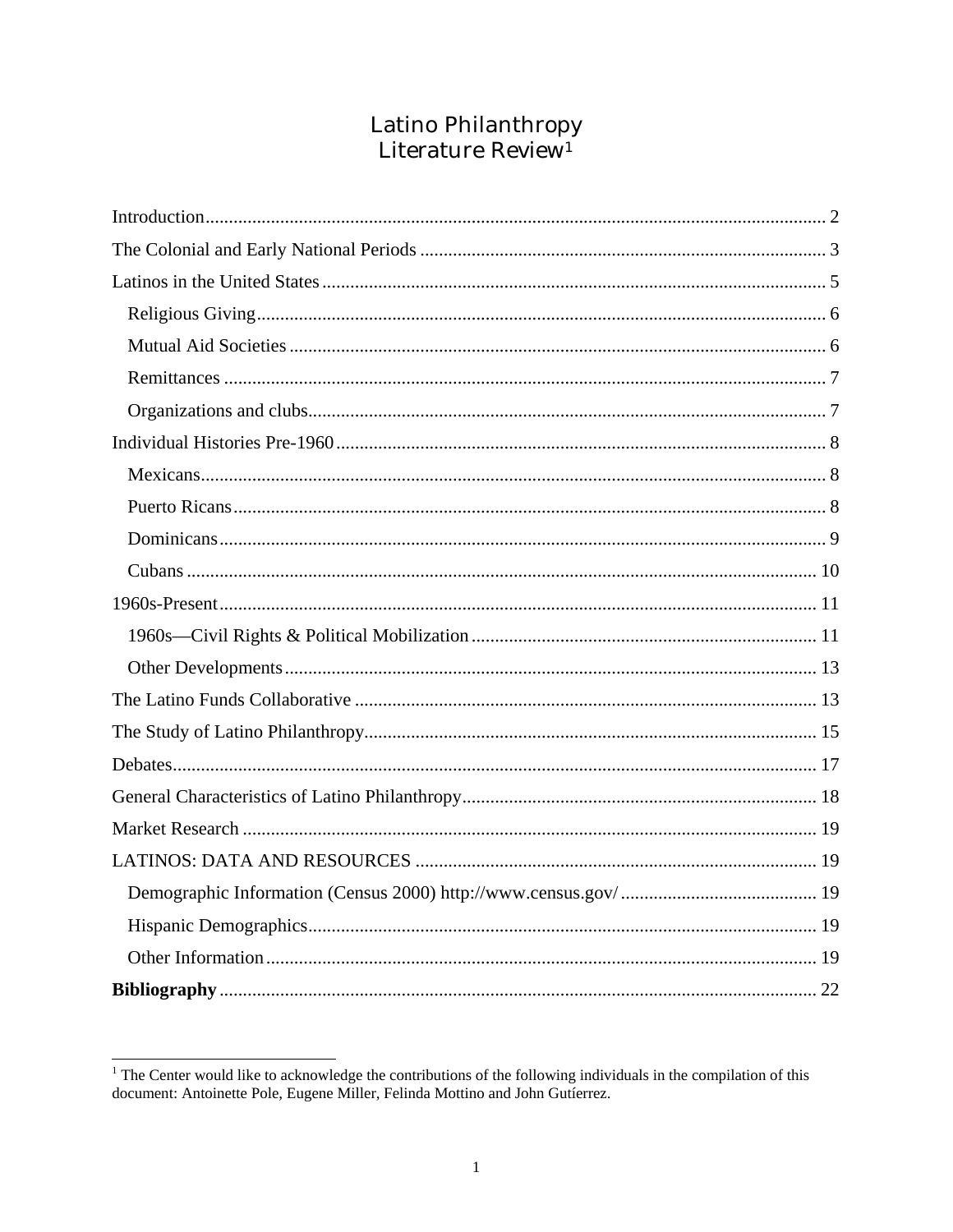# Latino Philanthropy Literature Review[1]

- Introduction ... 2
- The Colonial and Early National Periods ... 3
- Latinos in the United States ... 5
  - Religious Giving ... 6
  - Mutual Aid Societies ... 6
  - Remittances ... 7
  - Organizations and clubs ... 7
- Individual Histories Pre-1960 ... 8
  - Mexicans ... 8
  - Puerto Ricans ... 8
  - Dominicans ... 9
  - Cubans ... 10
- 1960s-Present ... 11
  - 1960s—Civil Rights & Political Mobilization ... 11
  - Other Developments ... 13
- The Latino Funds Collaborative ... 13
- The Study of Latino Philanthropy ... 15
- Debates ... 17
- General Characteristics of Latino Philanthropy ... 18
- Market Research ... 19
- LATINOS: DATA AND RESOURCES ... 19
  - Demographic Information (Census 2000) http://www.census.gov/ ... 19
  - Hispanic Demographics ... 19
  - Other Information ... 19
- **Bibliography** ... 22

[1] The Center would like to acknowledge the contributions of the following individuals in the compilation of this document: Antoinette Pole, Eugene Miller, Felinda Mottino and John Gutíerrez.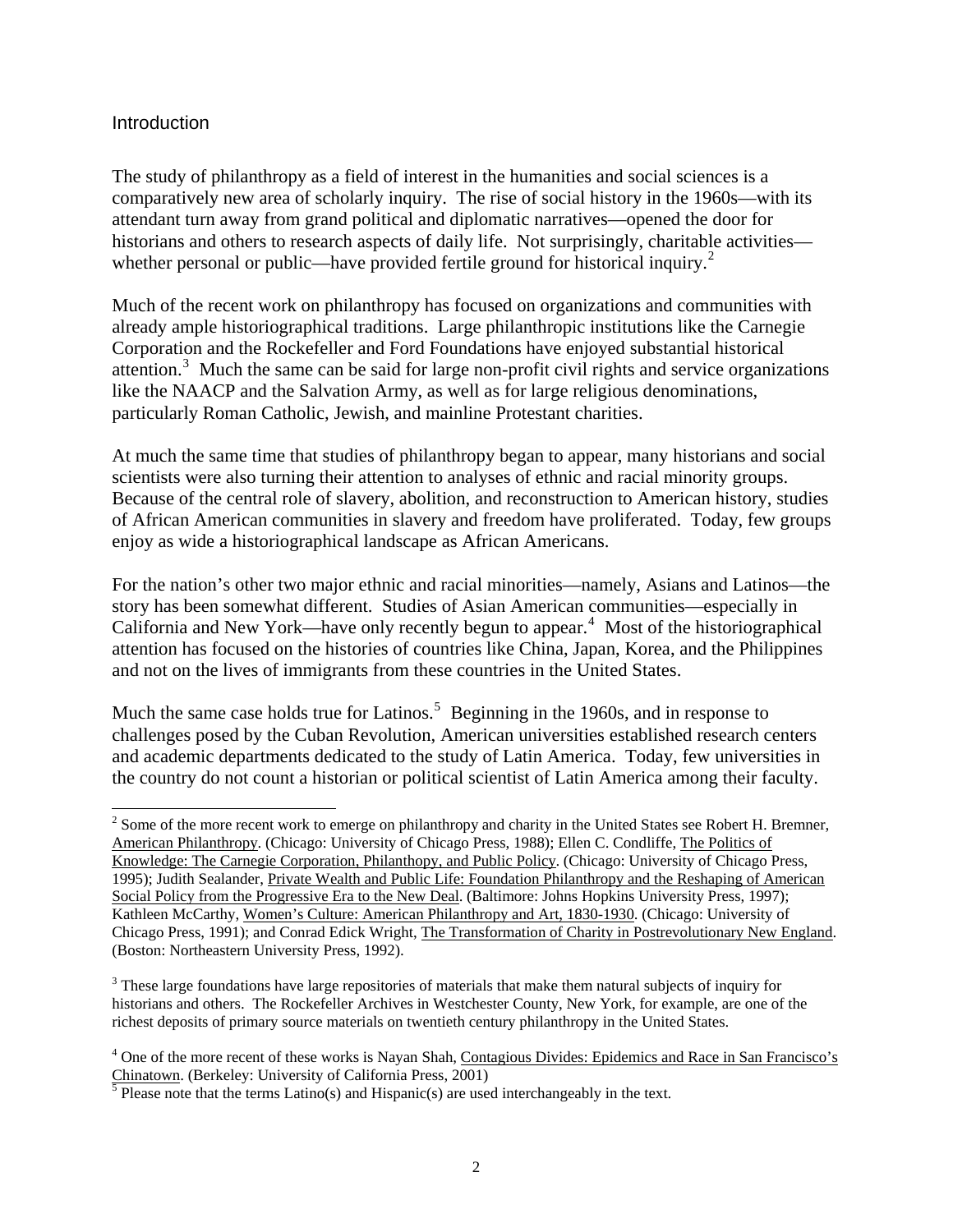## Introduction

The study of philanthropy as a field of interest in the humanities and social sciences is a comparatively new area of scholarly inquiry. The rise of social history in the 1960s—with its attendant turn away from grand political and diplomatic narratives—opened the door for historians and others to research aspects of daily life. Not surprisingly, charitable activities—whether personal or public—have provided fertile ground for historical inquiry.[2]

Much of the recent work on philanthropy has focused on organizations and communities with already ample historiographical traditions. Large philanthropic institutions like the Carnegie Corporation and the Rockefeller and Ford Foundations have enjoyed substantial historical attention.[3] Much the same can be said for large non-profit civil rights and service organizations like the NAACP and the Salvation Army, as well as for large religious denominations, particularly Roman Catholic, Jewish, and mainline Protestant charities.

At much the same time that studies of philanthropy began to appear, many historians and social scientists were also turning their attention to analyses of ethnic and racial minority groups. Because of the central role of slavery, abolition, and reconstruction to American history, studies of African American communities in slavery and freedom have proliferated. Today, few groups enjoy as wide a historiographical landscape as African Americans.

For the nation's other two major ethnic and racial minorities—namely, Asians and Latinos—the story has been somewhat different. Studies of Asian American communities—especially in California and New York—have only recently begun to appear.[4] Most of the historiographical attention has focused on the histories of countries like China, Japan, Korea, and the Philippines and not on the lives of immigrants from these countries in the United States.

Much the same case holds true for Latinos.[5] Beginning in the 1960s, and in response to challenges posed by the Cuban Revolution, American universities established research centers and academic departments dedicated to the study of Latin America. Today, few universities in the country do not count a historian or political scientist of Latin America among their faculty.

---

[2] Some of the more recent work to emerge on philanthropy and charity in the United States see Robert H. Bremner, American Philanthropy. (Chicago: University of Chicago Press, 1988); Ellen C. Condliffe, The Politics of Knowledge: The Carnegie Corporation, Philanthopy, and Public Policy. (Chicago: University of Chicago Press, 1995); Judith Sealander, Private Wealth and Public Life: Foundation Philanthropy and the Reshaping of American Social Policy from the Progressive Era to the New Deal. (Baltimore: Johns Hopkins University Press, 1997); Kathleen McCarthy, Women's Culture: American Philanthropy and Art, 1830-1930. (Chicago: University of Chicago Press, 1991); and Conrad Edick Wright, The Transformation of Charity in Postrevolutionary New England. (Boston: Northeastern University Press, 1992).

[3] These large foundations have large repositories of materials that make them natural subjects of inquiry for historians and others. The Rockefeller Archives in Westchester County, New York, for example, are one of the richest deposits of primary source materials on twentieth century philanthropy in the United States.

[4] One of the more recent of these works is Nayan Shah, Contagious Divides: Epidemics and Race in San Francisco's Chinatown. (Berkeley: University of California Press, 2001)

[5] Please note that the terms Latino(s) and Hispanic(s) are used interchangeably in the text.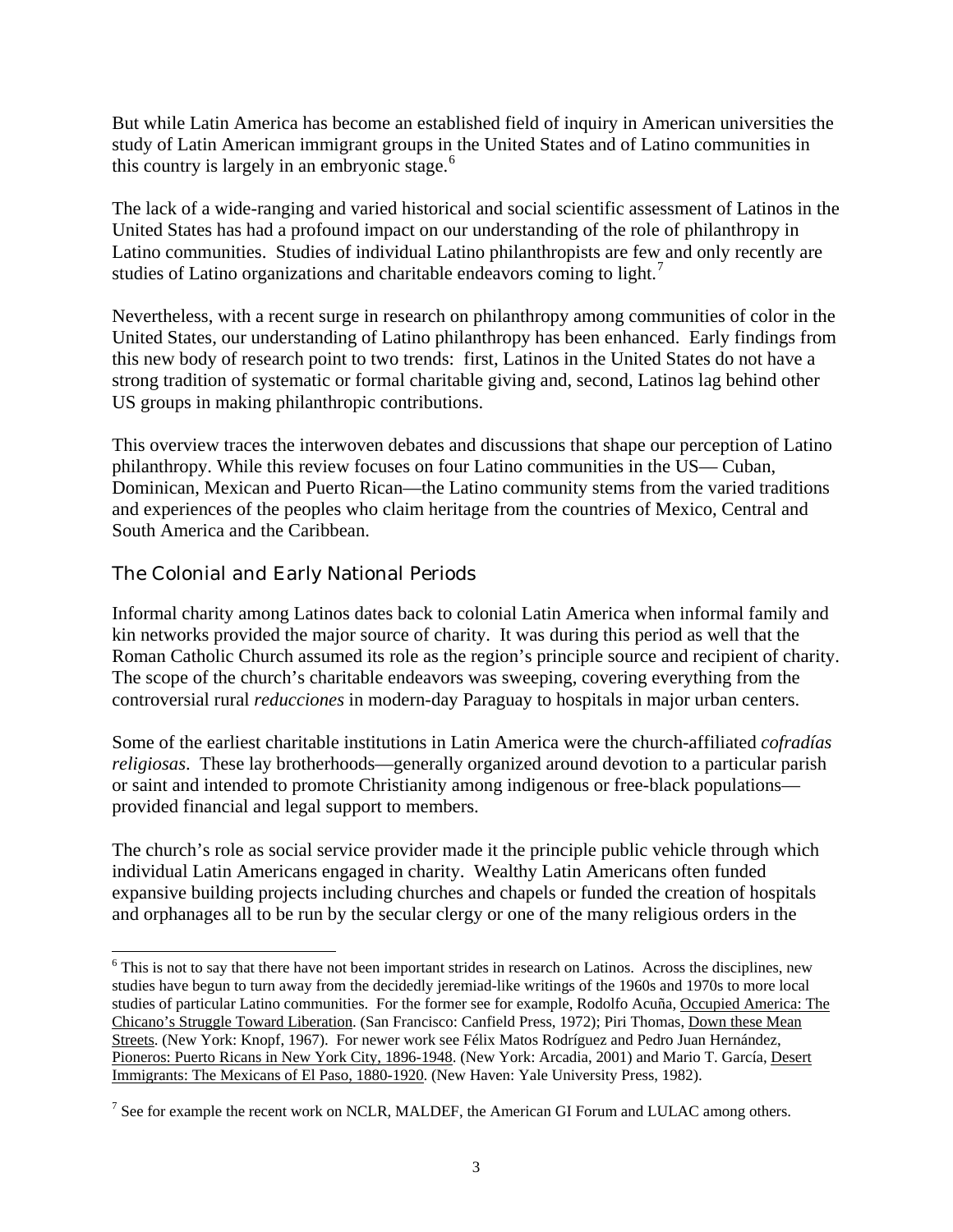But while Latin America has become an established field of inquiry in American universities the study of Latin American immigrant groups in the United States and of Latino communities in this country is largely in an embryonic stage.[6]

The lack of a wide-ranging and varied historical and social scientific assessment of Latinos in the United States has had a profound impact on our understanding of the role of philanthropy in Latino communities. Studies of individual Latino philanthropists are few and only recently are studies of Latino organizations and charitable endeavors coming to light.[7]

Nevertheless, with a recent surge in research on philanthropy among communities of color in the United States, our understanding of Latino philanthropy has been enhanced. Early findings from this new body of research point to two trends: first, Latinos in the United States do not have a strong tradition of systematic or formal charitable giving and, second, Latinos lag behind other US groups in making philanthropic contributions.

This overview traces the interwoven debates and discussions that shape our perception of Latino philanthropy. While this review focuses on four Latino communities in the US— Cuban, Dominican, Mexican and Puerto Rican—the Latino community stems from the varied traditions and experiences of the peoples who claim heritage from the countries of Mexico, Central and South America and the Caribbean.

## The Colonial and Early National Periods

Informal charity among Latinos dates back to colonial Latin America when informal family and kin networks provided the major source of charity. It was during this period as well that the Roman Catholic Church assumed its role as the region's principle source and recipient of charity. The scope of the church's charitable endeavors was sweeping, covering everything from the controversial rural *reducciones* in modern-day Paraguay to hospitals in major urban centers.

Some of the earliest charitable institutions in Latin America were the church-affiliated *cofradías religiosas*. These lay brotherhoods—generally organized around devotion to a particular parish or saint and intended to promote Christianity among indigenous or free-black populations—provided financial and legal support to members.

The church's role as social service provider made it the principle public vehicle through which individual Latin Americans engaged in charity. Wealthy Latin Americans often funded expansive building projects including churches and chapels or funded the creation of hospitals and orphanages all to be run by the secular clergy or one of the many religious orders in the

---

[6] This is not to say that there have not been important strides in research on Latinos. Across the disciplines, new studies have begun to turn away from the decidedly jeremiad-like writings of the 1960s and 1970s to more local studies of particular Latino communities. For the former see for example, Rodolfo Acuña, Occupied America: The Chicano's Struggle Toward Liberation. (San Francisco: Canfield Press, 1972); Piri Thomas, Down these Mean Streets. (New York: Knopf, 1967). For newer work see Félix Matos Rodríguez and Pedro Juan Hernández, Pioneros: Puerto Ricans in New York City, 1896-1948. (New York: Arcadia, 2001) and Mario T. García, Desert Immigrants: The Mexicans of El Paso, 1880-1920. (New Haven: Yale University Press, 1982).

[7] See for example the recent work on NCLR, MALDEF, the American GI Forum and LULAC among others.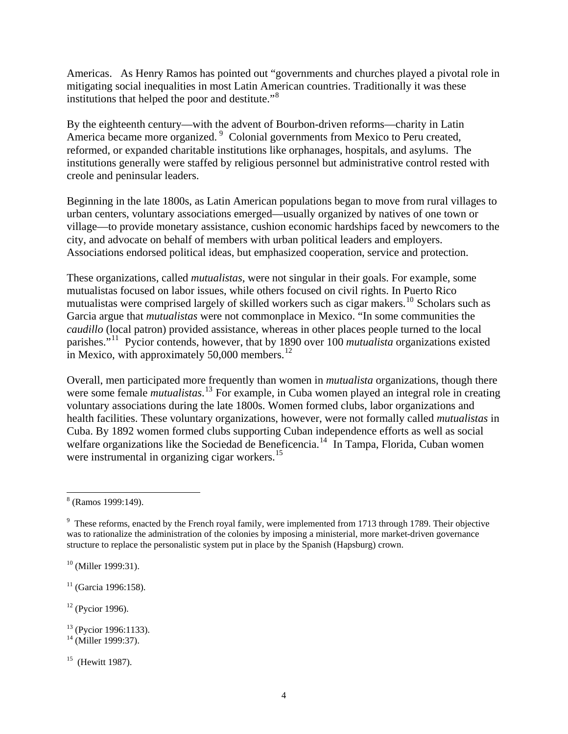Americas. As Henry Ramos has pointed out "governments and churches played a pivotal role in mitigating social inequalities in most Latin American countries. Traditionally it was these institutions that helped the poor and destitute."[8]

By the eighteenth century—with the advent of Bourbon-driven reforms—charity in Latin America became more organized. [9] Colonial governments from Mexico to Peru created, reformed, or expanded charitable institutions like orphanages, hospitals, and asylums. The institutions generally were staffed by religious personnel but administrative control rested with creole and peninsular leaders.

Beginning in the late 1800s, as Latin American populations began to move from rural villages to urban centers, voluntary associations emerged—usually organized by natives of one town or village—to provide monetary assistance, cushion economic hardships faced by newcomers to the city, and advocate on behalf of members with urban political leaders and employers. Associations endorsed political ideas, but emphasized cooperation, service and protection.

These organizations, called *mutualistas*, were not singular in their goals. For example, some mutualistas focused on labor issues, while others focused on civil rights. In Puerto Rico mutualistas were comprised largely of skilled workers such as cigar makers.[10] Scholars such as Garcia argue that *mutualistas* were not commonplace in Mexico. "In some communities the *caudillo* (local patron) provided assistance, whereas in other places people turned to the local parishes."[11] Pycior contends, however, that by 1890 over 100 *mutualista* organizations existed in Mexico, with approximately 50,000 members.[12]

Overall, men participated more frequently than women in *mutualista* organizations, though there were some female *mutualistas*.[13] For example, in Cuba women played an integral role in creating voluntary associations during the late 1800s. Women formed clubs, labor organizations and health facilities. These voluntary organizations, however, were not formally called *mutualistas* in Cuba. By 1892 women formed clubs supporting Cuban independence efforts as well as social welfare organizations like the Sociedad de Beneficencia.[14] In Tampa, Florida, Cuban women were instrumental in organizing cigar workers.[15]

---

[8] (Ramos 1999:149).

[9] These reforms, enacted by the French royal family, were implemented from 1713 through 1789. Their objective was to rationalize the administration of the colonies by imposing a ministerial, more market-driven governance structure to replace the personalistic system put in place by the Spanish (Hapsburg) crown.

[10] (Miller 1999:31).

[11] (Garcia 1996:158).

[12] (Pycior 1996).

[13] (Pycior 1996:1133).

[14] (Miller 1999:37).

[15] (Hewitt 1987).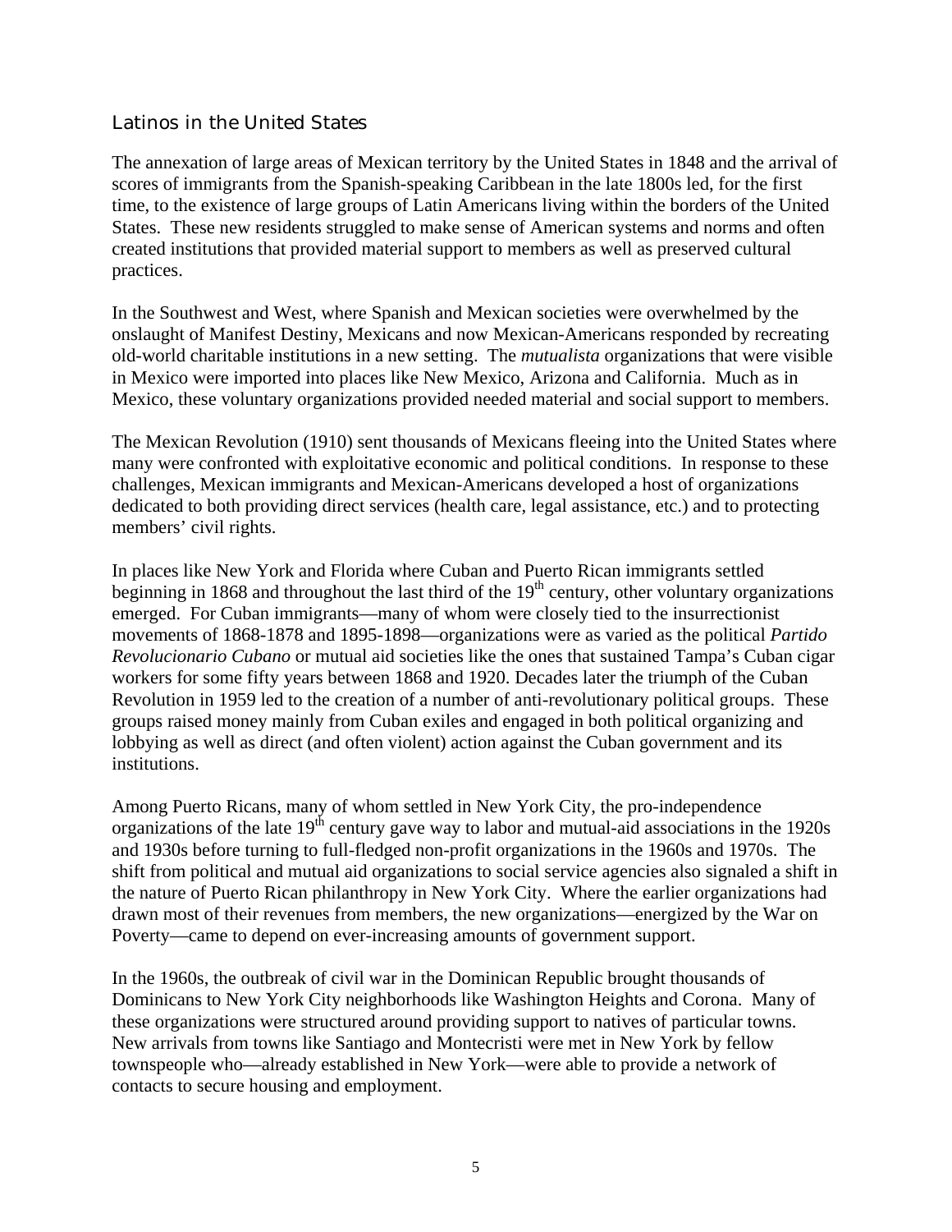## Latinos in the United States

The annexation of large areas of Mexican territory by the United States in 1848 and the arrival of scores of immigrants from the Spanish-speaking Caribbean in the late 1800s led, for the first time, to the existence of large groups of Latin Americans living within the borders of the United States. These new residents struggled to make sense of American systems and norms and often created institutions that provided material support to members as well as preserved cultural practices.

In the Southwest and West, where Spanish and Mexican societies were overwhelmed by the onslaught of Manifest Destiny, Mexicans and now Mexican-Americans responded by recreating old-world charitable institutions in a new setting. The *mutualista* organizations that were visible in Mexico were imported into places like New Mexico, Arizona and California. Much as in Mexico, these voluntary organizations provided needed material and social support to members.

The Mexican Revolution (1910) sent thousands of Mexicans fleeing into the United States where many were confronted with exploitative economic and political conditions. In response to these challenges, Mexican immigrants and Mexican-Americans developed a host of organizations dedicated to both providing direct services (health care, legal assistance, etc.) and to protecting members' civil rights.

In places like New York and Florida where Cuban and Puerto Rican immigrants settled beginning in 1868 and throughout the last third of the 19th century, other voluntary organizations emerged. For Cuban immigrants—many of whom were closely tied to the insurrectionist movements of 1868-1878 and 1895-1898—organizations were as varied as the political *Partido Revolucionario Cubano* or mutual aid societies like the ones that sustained Tampa's Cuban cigar workers for some fifty years between 1868 and 1920. Decades later the triumph of the Cuban Revolution in 1959 led to the creation of a number of anti-revolutionary political groups. These groups raised money mainly from Cuban exiles and engaged in both political organizing and lobbying as well as direct (and often violent) action against the Cuban government and its institutions.

Among Puerto Ricans, many of whom settled in New York City, the pro-independence organizations of the late 19th century gave way to labor and mutual-aid associations in the 1920s and 1930s before turning to full-fledged non-profit organizations in the 1960s and 1970s. The shift from political and mutual aid organizations to social service agencies also signaled a shift in the nature of Puerto Rican philanthropy in New York City. Where the earlier organizations had drawn most of their revenues from members, the new organizations—energized by the War on Poverty—came to depend on ever-increasing amounts of government support.

In the 1960s, the outbreak of civil war in the Dominican Republic brought thousands of Dominicans to New York City neighborhoods like Washington Heights and Corona. Many of these organizations were structured around providing support to natives of particular towns. New arrivals from towns like Santiago and Montecristi were met in New York by fellow townspeople who—already established in New York—were able to provide a network of contacts to secure housing and employment.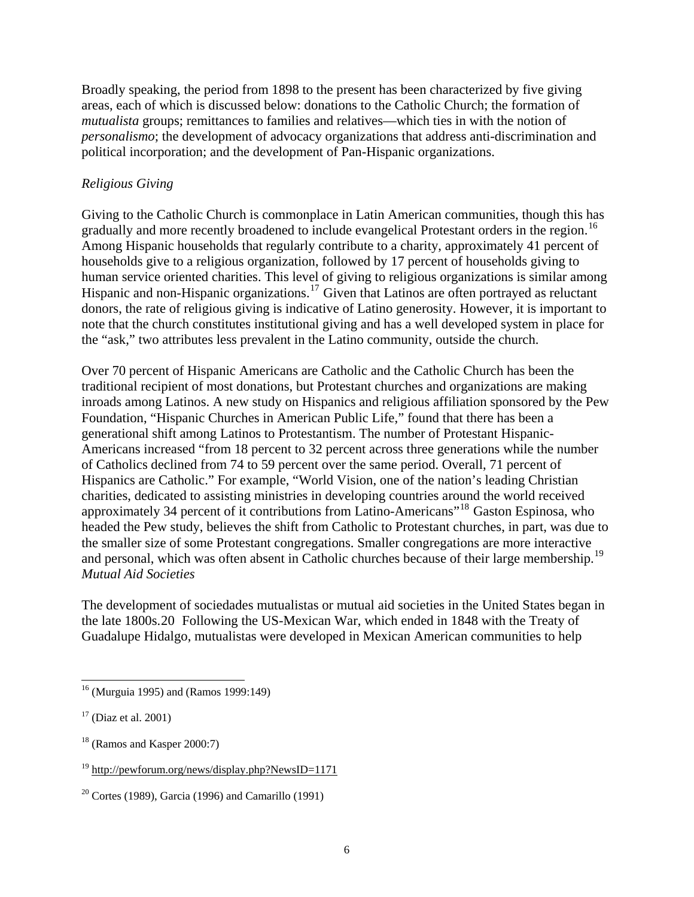Broadly speaking, the period from 1898 to the present has been characterized by five giving areas, each of which is discussed below: donations to the Catholic Church; the formation of *mutualista* groups; remittances to families and relatives—which ties in with the notion of *personalismo*; the development of advocacy organizations that address anti-discrimination and political incorporation; and the development of Pan-Hispanic organizations.

*Religious Giving*

Giving to the Catholic Church is commonplace in Latin American communities, though this has gradually and more recently broadened to include evangelical Protestant orders in the region.[16] Among Hispanic households that regularly contribute to a charity, approximately 41 percent of households give to a religious organization, followed by 17 percent of households giving to human service oriented charities. This level of giving to religious organizations is similar among Hispanic and non-Hispanic organizations.[17] Given that Latinos are often portrayed as reluctant donors, the rate of religious giving is indicative of Latino generosity. However, it is important to note that the church constitutes institutional giving and has a well developed system in place for the "ask," two attributes less prevalent in the Latino community, outside the church.

Over 70 percent of Hispanic Americans are Catholic and the Catholic Church has been the traditional recipient of most donations, but Protestant churches and organizations are making inroads among Latinos. A new study on Hispanics and religious affiliation sponsored by the Pew Foundation, "Hispanic Churches in American Public Life," found that there has been a generational shift among Latinos to Protestantism. The number of Protestant Hispanic-Americans increased "from 18 percent to 32 percent across three generations while the number of Catholics declined from 74 to 59 percent over the same period. Overall, 71 percent of Hispanics are Catholic." For example, "World Vision, one of the nation's leading Christian charities, dedicated to assisting ministries in developing countries around the world received approximately 34 percent of it contributions from Latino-Americans"[18] Gaston Espinosa, who headed the Pew study, believes the shift from Catholic to Protestant churches, in part, was due to the smaller size of some Protestant congregations. Smaller congregations are more interactive and personal, which was often absent in Catholic churches because of their large membership.[19]

*Mutual Aid Societies*

The development of sociedades mutualistas or mutual aid societies in the United States began in the late 1800s.20 Following the US-Mexican War, which ended in 1848 with the Treaty of Guadalupe Hidalgo, mutualistas were developed in Mexican American communities to help

---

[16] (Murguia 1995) and (Ramos 1999:149)

[17] (Diaz et al. 2001)

[18] (Ramos and Kasper 2000:7)

[19] http://pewforum.org/news/display.php?NewsID=1171

[20] Cortes (1989), Garcia (1996) and Camarillo (1991)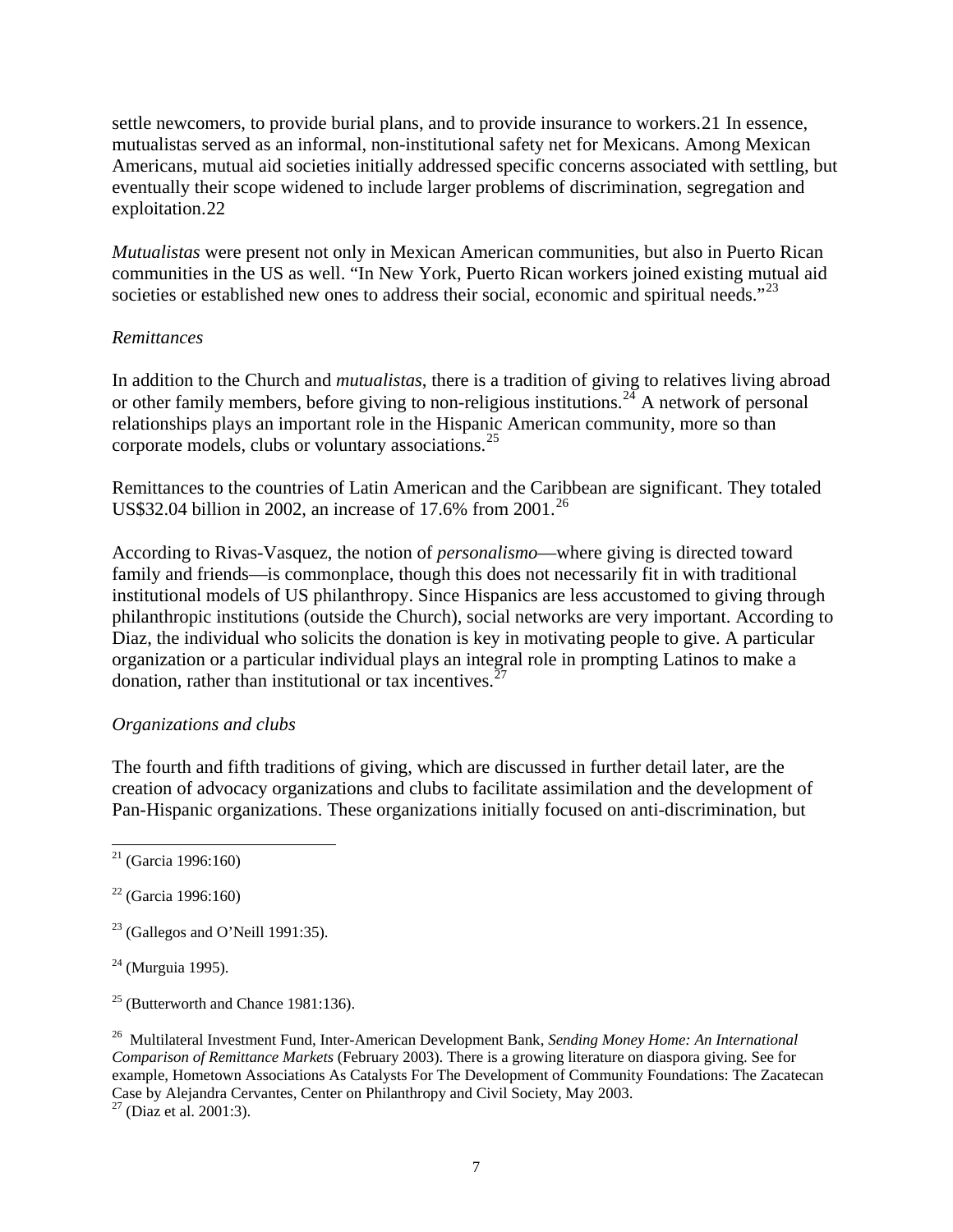settle newcomers, to provide burial plans, and to provide insurance to workers.21 In essence, mutualistas served as an informal, non-institutional safety net for Mexicans. Among Mexican Americans, mutual aid societies initially addressed specific concerns associated with settling, but eventually their scope widened to include larger problems of discrimination, segregation and exploitation.22

*Mutualistas* were present not only in Mexican American communities, but also in Puerto Rican communities in the US as well. "In New York, Puerto Rican workers joined existing mutual aid societies or established new ones to address their social, economic and spiritual needs."[23]

*Remittances*

In addition to the Church and *mutualistas*, there is a tradition of giving to relatives living abroad or other family members, before giving to non-religious institutions.[24] A network of personal relationships plays an important role in the Hispanic American community, more so than corporate models, clubs or voluntary associations.[25]

Remittances to the countries of Latin American and the Caribbean are significant. They totaled US$32.04 billion in 2002, an increase of 17.6% from 2001.[26]

According to Rivas-Vasquez, the notion of *personalismo*—where giving is directed toward family and friends—is commonplace, though this does not necessarily fit in with traditional institutional models of US philanthropy. Since Hispanics are less accustomed to giving through philanthropic institutions (outside the Church), social networks are very important. According to Diaz, the individual who solicits the donation is key in motivating people to give. A particular organization or a particular individual plays an integral role in prompting Latinos to make a donation, rather than institutional or tax incentives.[27]

*Organizations and clubs*

The fourth and fifth traditions of giving, which are discussed in further detail later, are the creation of advocacy organizations and clubs to facilitate assimilation and the development of Pan-Hispanic organizations. These organizations initially focused on anti-discrimination, but

---

[21] (Garcia 1996:160)

[22] (Garcia 1996:160)

[23] (Gallegos and O'Neill 1991:35).

[24] (Murguia 1995).

[25] (Butterworth and Chance 1981:136).

[26] Multilateral Investment Fund, Inter-American Development Bank, *Sending Money Home: An International Comparison of Remittance Markets* (February 2003). There is a growing literature on diaspora giving. See for example, Hometown Associations As Catalysts For The Development of Community Foundations: The Zacatecan Case by Alejandra Cervantes, Center on Philanthropy and Civil Society, May 2003.

[27] (Diaz et al. 2001:3).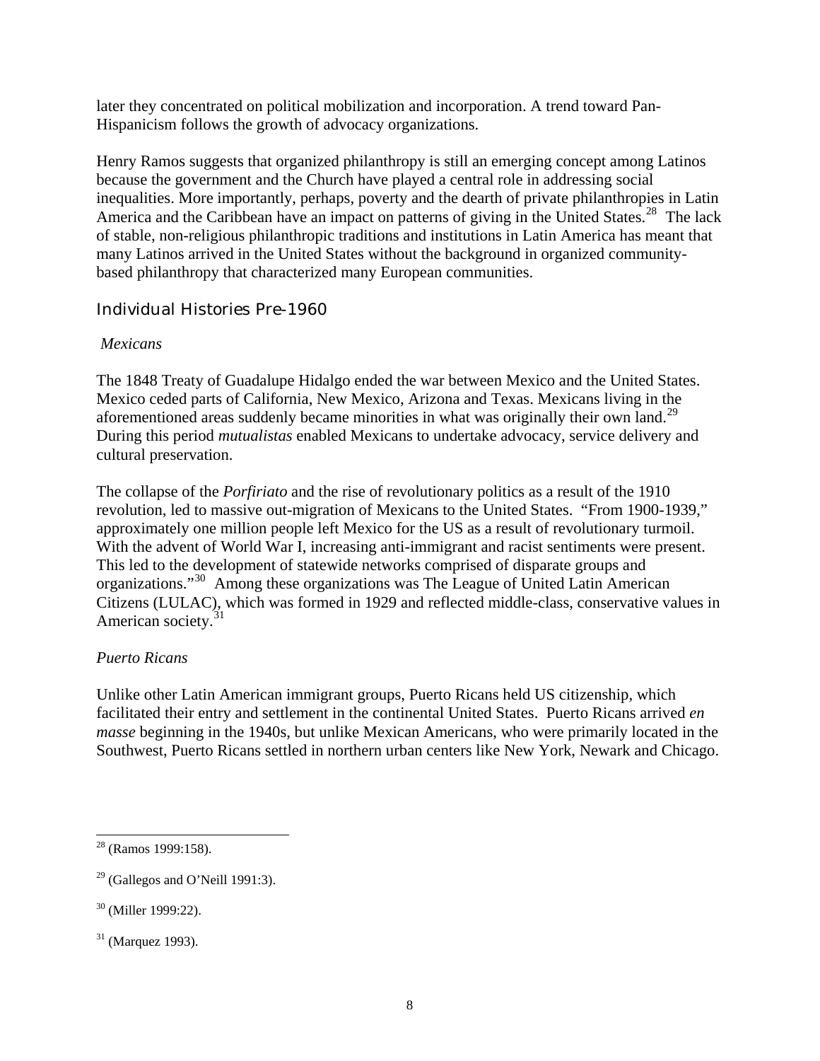later they concentrated on political mobilization and incorporation. A trend toward Pan-Hispanicism follows the growth of advocacy organizations.

Henry Ramos suggests that organized philanthropy is still an emerging concept among Latinos because the government and the Church have played a central role in addressing social inequalities. More importantly, perhaps, poverty and the dearth of private philanthropies in Latin America and the Caribbean have an impact on patterns of giving in the United States.[28] The lack of stable, non-religious philanthropic traditions and institutions in Latin America has meant that many Latinos arrived in the United States without the background in organized community-based philanthropy that characterized many European communities.

## Individual Histories Pre-1960

### *Mexicans*

The 1848 Treaty of Guadalupe Hidalgo ended the war between Mexico and the United States. Mexico ceded parts of California, New Mexico, Arizona and Texas. Mexicans living in the aforementioned areas suddenly became minorities in what was originally their own land.[29] During this period *mutualistas* enabled Mexicans to undertake advocacy, service delivery and cultural preservation.

The collapse of the *Porfiriato* and the rise of revolutionary politics as a result of the 1910 revolution, led to massive out-migration of Mexicans to the United States. "From 1900-1939," approximately one million people left Mexico for the US as a result of revolutionary turmoil. With the advent of World War I, increasing anti-immigrant and racist sentiments were present. This led to the development of statewide networks comprised of disparate groups and organizations."[30] Among these organizations was The League of United Latin American Citizens (LULAC), which was formed in 1929 and reflected middle-class, conservative values in American society.[31]

### *Puerto Ricans*

Unlike other Latin American immigrant groups, Puerto Ricans held US citizenship, which facilitated their entry and settlement in the continental United States. Puerto Ricans arrived *en masse* beginning in the 1940s, but unlike Mexican Americans, who were primarily located in the Southwest, Puerto Ricans settled in northern urban centers like New York, Newark and Chicago.

---

[28] (Ramos 1999:158).

[29] (Gallegos and O'Neill 1991:3).

[30] (Miller 1999:22).

[31] (Marquez 1993).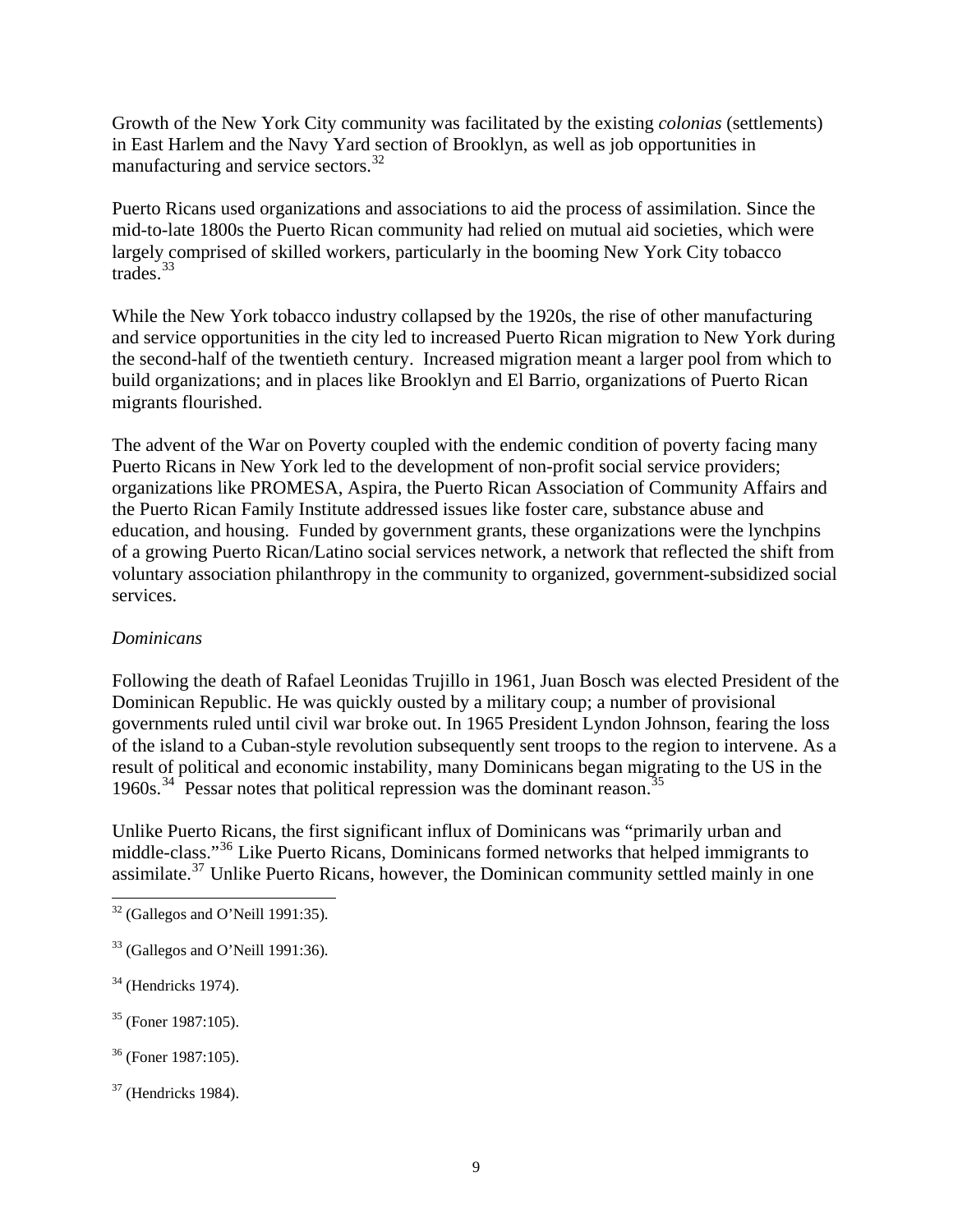Growth of the New York City community was facilitated by the existing *colonias* (settlements) in East Harlem and the Navy Yard section of Brooklyn, as well as job opportunities in manufacturing and service sectors.[32]

Puerto Ricans used organizations and associations to aid the process of assimilation. Since the mid-to-late 1800s the Puerto Rican community had relied on mutual aid societies, which were largely comprised of skilled workers, particularly in the booming New York City tobacco trades.[33]

While the New York tobacco industry collapsed by the 1920s, the rise of other manufacturing and service opportunities in the city led to increased Puerto Rican migration to New York during the second-half of the twentieth century. Increased migration meant a larger pool from which to build organizations; and in places like Brooklyn and El Barrio, organizations of Puerto Rican migrants flourished.

The advent of the War on Poverty coupled with the endemic condition of poverty facing many Puerto Ricans in New York led to the development of non-profit social service providers; organizations like PROMESA, Aspira, the Puerto Rican Association of Community Affairs and the Puerto Rican Family Institute addressed issues like foster care, substance abuse and education, and housing. Funded by government grants, these organizations were the lynchpins of a growing Puerto Rican/Latino social services network, a network that reflected the shift from voluntary association philanthropy in the community to organized, government-subsidized social services.

*Dominicans*

Following the death of Rafael Leonidas Trujillo in 1961, Juan Bosch was elected President of the Dominican Republic. He was quickly ousted by a military coup; a number of provisional governments ruled until civil war broke out. In 1965 President Lyndon Johnson, fearing the loss of the island to a Cuban-style revolution subsequently sent troops to the region to intervene. As a result of political and economic instability, many Dominicans began migrating to the US in the 1960s.[34] Pessar notes that political repression was the dominant reason.[35]

Unlike Puerto Ricans, the first significant influx of Dominicans was "primarily urban and middle-class."[36] Like Puerto Ricans, Dominicans formed networks that helped immigrants to assimilate.[37] Unlike Puerto Ricans, however, the Dominican community settled mainly in one

---

[32] (Gallegos and O'Neill 1991:35).

[33] (Gallegos and O'Neill 1991:36).

[34] (Hendricks 1974).

[35] (Foner 1987:105).

[36] (Foner 1987:105).

[37] (Hendricks 1984).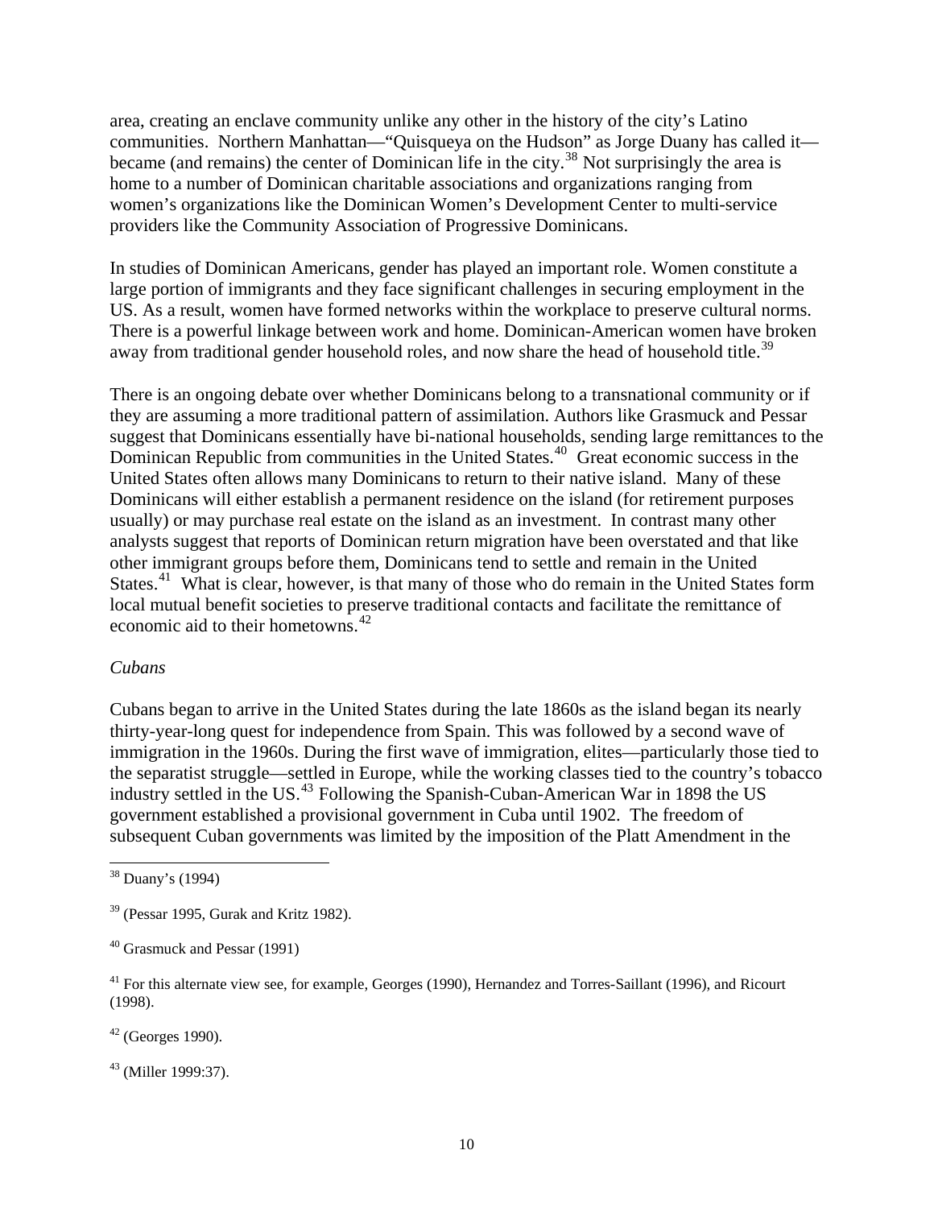area, creating an enclave community unlike any other in the history of the city's Latino communities. Northern Manhattan—"Quisqueya on the Hudson" as Jorge Duany has called it—became (and remains) the center of Dominican life in the city.[38] Not surprisingly the area is home to a number of Dominican charitable associations and organizations ranging from women's organizations like the Dominican Women's Development Center to multi-service providers like the Community Association of Progressive Dominicans.

In studies of Dominican Americans, gender has played an important role. Women constitute a large portion of immigrants and they face significant challenges in securing employment in the US. As a result, women have formed networks within the workplace to preserve cultural norms. There is a powerful linkage between work and home. Dominican-American women have broken away from traditional gender household roles, and now share the head of household title.[39]

There is an ongoing debate over whether Dominicans belong to a transnational community or if they are assuming a more traditional pattern of assimilation. Authors like Grasmuck and Pessar suggest that Dominicans essentially have bi-national households, sending large remittances to the Dominican Republic from communities in the United States.[40] Great economic success in the United States often allows many Dominicans to return to their native island. Many of these Dominicans will either establish a permanent residence on the island (for retirement purposes usually) or may purchase real estate on the island as an investment. In contrast many other analysts suggest that reports of Dominican return migration have been overstated and that like other immigrant groups before them, Dominicans tend to settle and remain in the United States.[41] What is clear, however, is that many of those who do remain in the United States form local mutual benefit societies to preserve traditional contacts and facilitate the remittance of economic aid to their hometowns.[42]

*Cubans*

Cubans began to arrive in the United States during the late 1860s as the island began its nearly thirty-year-long quest for independence from Spain. This was followed by a second wave of immigration in the 1960s. During the first wave of immigration, elites—particularly those tied to the separatist struggle—settled in Europe, while the working classes tied to the country's tobacco industry settled in the US.[43] Following the Spanish-Cuban-American War in 1898 the US government established a provisional government in Cuba until 1902. The freedom of subsequent Cuban governments was limited by the imposition of the Platt Amendment in the

---

[38] Duany's (1994)

[39] (Pessar 1995, Gurak and Kritz 1982).

[40] Grasmuck and Pessar (1991)

[41] For this alternate view see, for example, Georges (1990), Hernandez and Torres-Saillant (1996), and Ricourt (1998).

[42] (Georges 1990).

[43] (Miller 1999:37).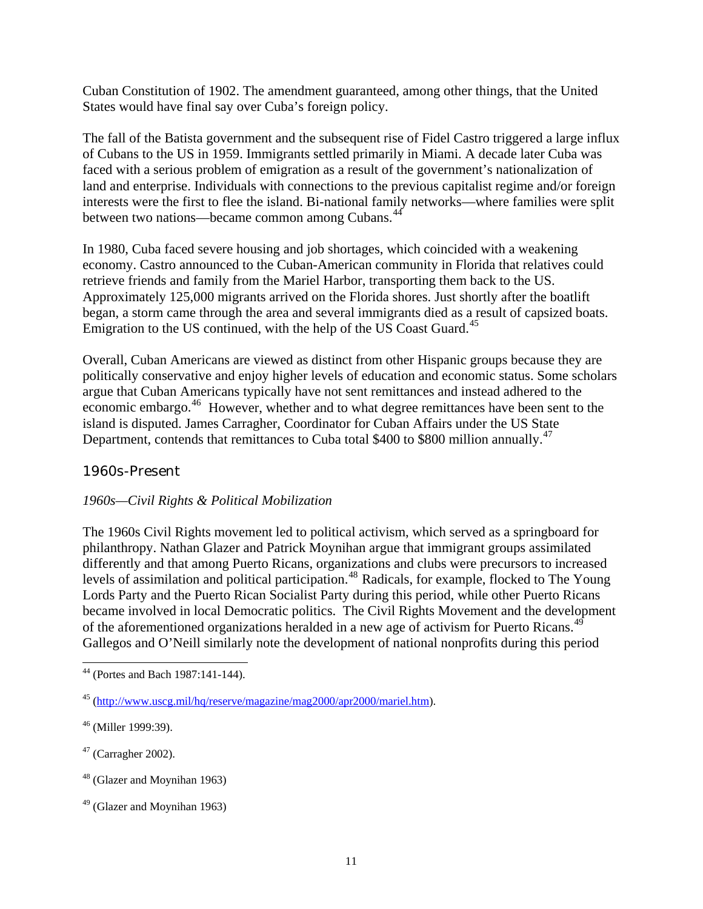Cuban Constitution of 1902. The amendment guaranteed, among other things, that the United States would have final say over Cuba's foreign policy.

The fall of the Batista government and the subsequent rise of Fidel Castro triggered a large influx of Cubans to the US in 1959. Immigrants settled primarily in Miami. A decade later Cuba was faced with a serious problem of emigration as a result of the government's nationalization of land and enterprise. Individuals with connections to the previous capitalist regime and/or foreign interests were the first to flee the island. Bi-national family networks—where families were split between two nations—became common among Cubans.[44]

In 1980, Cuba faced severe housing and job shortages, which coincided with a weakening economy. Castro announced to the Cuban-American community in Florida that relatives could retrieve friends and family from the Mariel Harbor, transporting them back to the US. Approximately 125,000 migrants arrived on the Florida shores. Just shortly after the boatlift began, a storm came through the area and several immigrants died as a result of capsized boats. Emigration to the US continued, with the help of the US Coast Guard.[45]

Overall, Cuban Americans are viewed as distinct from other Hispanic groups because they are politically conservative and enjoy higher levels of education and economic status. Some scholars argue that Cuban Americans typically have not sent remittances and instead adhered to the economic embargo.[46] However, whether and to what degree remittances have been sent to the island is disputed. James Carragher, Coordinator for Cuban Affairs under the US State Department, contends that remittances to Cuba total $400 to $800 million annually.[47]

## 1960s-Present

*1960s—Civil Rights & Political Mobilization*

The 1960s Civil Rights movement led to political activism, which served as a springboard for philanthropy. Nathan Glazer and Patrick Moynihan argue that immigrant groups assimilated differently and that among Puerto Ricans, organizations and clubs were precursors to increased levels of assimilation and political participation.[48] Radicals, for example, flocked to The Young Lords Party and the Puerto Rican Socialist Party during this period, while other Puerto Ricans became involved in local Democratic politics. The Civil Rights Movement and the development of the aforementioned organizations heralded in a new age of activism for Puerto Ricans.[49] Gallegos and O'Neill similarly note the development of national nonprofits during this period

---

[44] (Portes and Bach 1987:141-144).

[45] (http://www.uscg.mil/hq/reserve/magazine/mag2000/apr2000/mariel.htm).

[46] (Miller 1999:39).

[47] (Carragher 2002).

[48] (Glazer and Moynihan 1963)

[49] (Glazer and Moynihan 1963)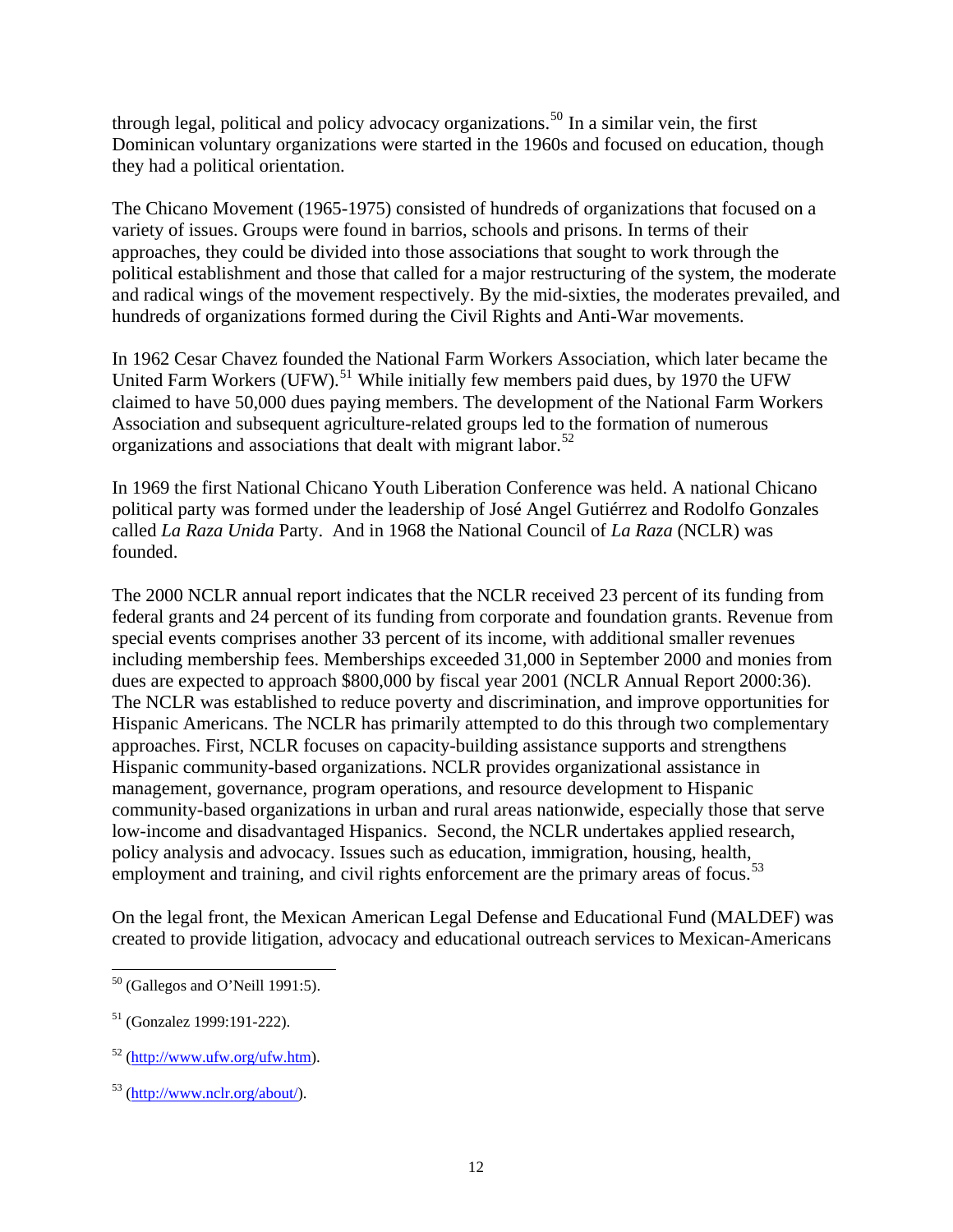through legal, political and policy advocacy organizations.[50] In a similar vein, the first Dominican voluntary organizations were started in the 1960s and focused on education, though they had a political orientation.

The Chicano Movement (1965-1975) consisted of hundreds of organizations that focused on a variety of issues. Groups were found in barrios, schools and prisons. In terms of their approaches, they could be divided into those associations that sought to work through the political establishment and those that called for a major restructuring of the system, the moderate and radical wings of the movement respectively. By the mid-sixties, the moderates prevailed, and hundreds of organizations formed during the Civil Rights and Anti-War movements.

In 1962 Cesar Chavez founded the National Farm Workers Association, which later became the United Farm Workers (UFW).[51] While initially few members paid dues, by 1970 the UFW claimed to have 50,000 dues paying members. The development of the National Farm Workers Association and subsequent agriculture-related groups led to the formation of numerous organizations and associations that dealt with migrant labor.[52]

In 1969 the first National Chicano Youth Liberation Conference was held. A national Chicano political party was formed under the leadership of José Angel Gutiérrez and Rodolfo Gonzales called *La Raza Unida* Party. And in 1968 the National Council of *La Raza* (NCLR) was founded.

The 2000 NCLR annual report indicates that the NCLR received 23 percent of its funding from federal grants and 24 percent of its funding from corporate and foundation grants. Revenue from special events comprises another 33 percent of its income, with additional smaller revenues including membership fees. Memberships exceeded 31,000 in September 2000 and monies from dues are expected to approach $800,000 by fiscal year 2001 (NCLR Annual Report 2000:36). The NCLR was established to reduce poverty and discrimination, and improve opportunities for Hispanic Americans. The NCLR has primarily attempted to do this through two complementary approaches. First, NCLR focuses on capacity-building assistance supports and strengthens Hispanic community-based organizations. NCLR provides organizational assistance in management, governance, program operations, and resource development to Hispanic community-based organizations in urban and rural areas nationwide, especially those that serve low-income and disadvantaged Hispanics. Second, the NCLR undertakes applied research, policy analysis and advocacy. Issues such as education, immigration, housing, health, employment and training, and civil rights enforcement are the primary areas of focus.[53]

On the legal front, the Mexican American Legal Defense and Educational Fund (MALDEF) was created to provide litigation, advocacy and educational outreach services to Mexican-Americans

---

[50] (Gallegos and O'Neill 1991:5).

[51] (Gonzalez 1999:191-222).

[52] (http://www.ufw.org/ufw.htm).

[53] (http://www.nclr.org/about/).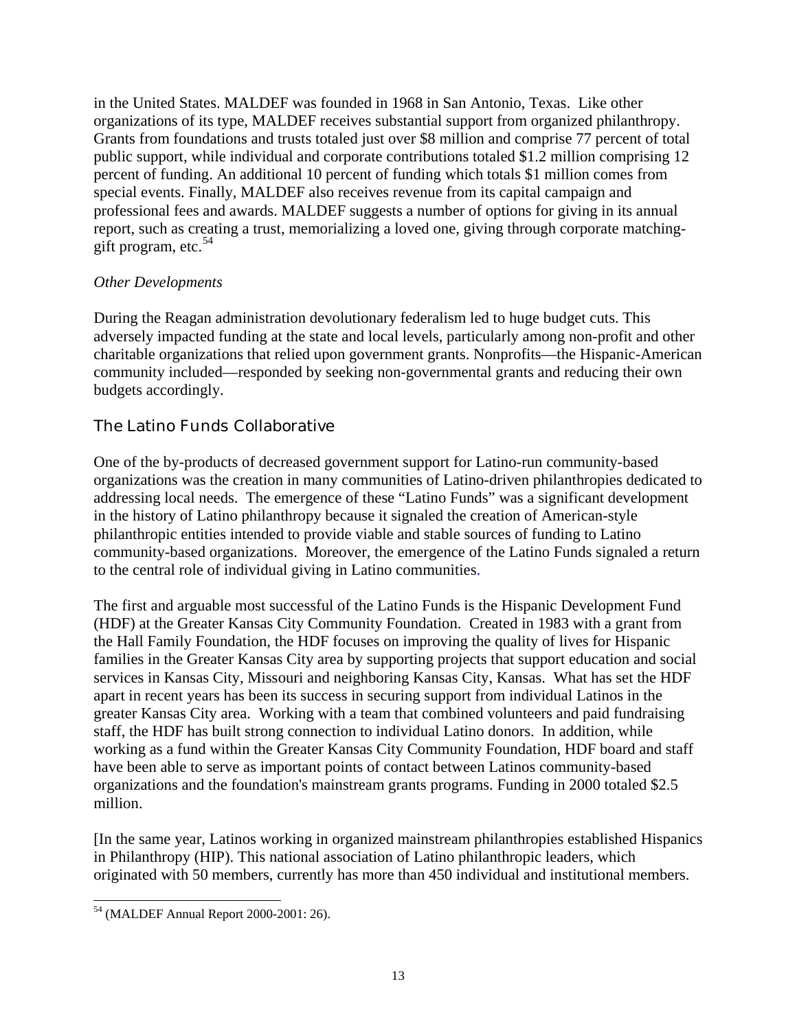in the United States. MALDEF was founded in 1968 in San Antonio, Texas. Like other organizations of its type, MALDEF receives substantial support from organized philanthropy. Grants from foundations and trusts totaled just over $8 million and comprise 77 percent of total public support, while individual and corporate contributions totaled $1.2 million comprising 12 percent of funding. An additional 10 percent of funding which totals $1 million comes from special events. Finally, MALDEF also receives revenue from its capital campaign and professional fees and awards. MALDEF suggests a number of options for giving in its annual report, such as creating a trust, memorializing a loved one, giving through corporate matching-gift program, etc.[54]

*Other Developments*

During the Reagan administration devolutionary federalism led to huge budget cuts. This adversely impacted funding at the state and local levels, particularly among non-profit and other charitable organizations that relied upon government grants. Nonprofits—the Hispanic-American community included—responded by seeking non-governmental grants and reducing their own budgets accordingly.

## The Latino Funds Collaborative

One of the by-products of decreased government support for Latino-run community-based organizations was the creation in many communities of Latino-driven philanthropies dedicated to addressing local needs. The emergence of these "Latino Funds" was a significant development in the history of Latino philanthropy because it signaled the creation of American-style philanthropic entities intended to provide viable and stable sources of funding to Latino community-based organizations. Moreover, the emergence of the Latino Funds signaled a return to the central role of individual giving in Latino communities.

The first and arguable most successful of the Latino Funds is the Hispanic Development Fund (HDF) at the Greater Kansas City Community Foundation. Created in 1983 with a grant from the Hall Family Foundation, the HDF focuses on improving the quality of lives for Hispanic families in the Greater Kansas City area by supporting projects that support education and social services in Kansas City, Missouri and neighboring Kansas City, Kansas. What has set the HDF apart in recent years has been its success in securing support from individual Latinos in the greater Kansas City area. Working with a team that combined volunteers and paid fundraising staff, the HDF has built strong connection to individual Latino donors. In addition, while working as a fund within the Greater Kansas City Community Foundation, HDF board and staff have been able to serve as important points of contact between Latinos community-based organizations and the foundation's mainstream grants programs. Funding in 2000 totaled $2.5 million.

[In the same year, Latinos working in organized mainstream philanthropies established Hispanics in Philanthropy (HIP). This national association of Latino philanthropic leaders, which originated with 50 members, currently has more than 450 individual and institutional members.

---

[54] (MALDEF Annual Report 2000-2001: 26).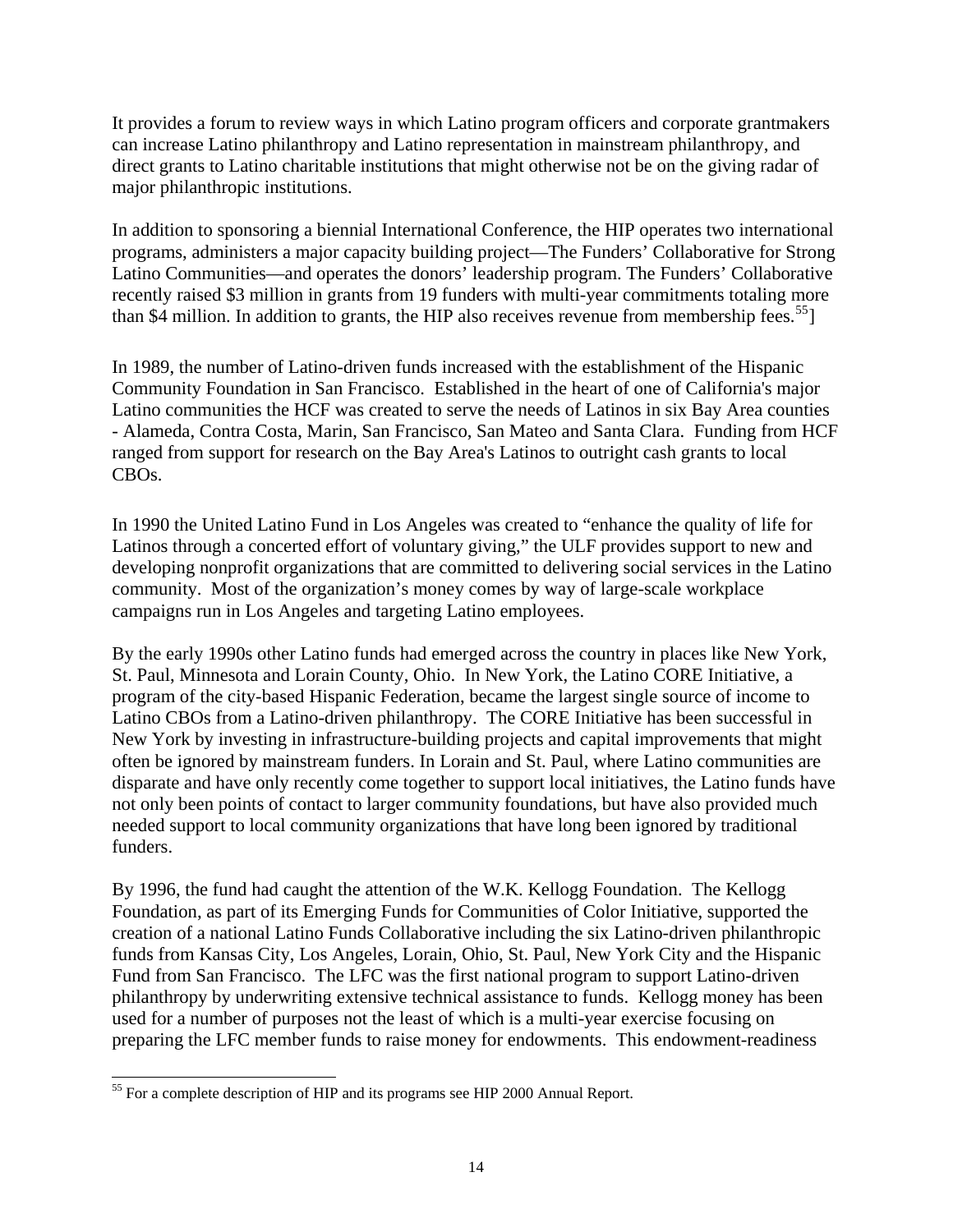It provides a forum to review ways in which Latino program officers and corporate grantmakers can increase Latino philanthropy and Latino representation in mainstream philanthropy, and direct grants to Latino charitable institutions that might otherwise not be on the giving radar of major philanthropic institutions.

In addition to sponsoring a biennial International Conference, the HIP operates two international programs, administers a major capacity building project—The Funders' Collaborative for Strong Latino Communities—and operates the donors' leadership program. The Funders' Collaborative recently raised $3 million in grants from 19 funders with multi-year commitments totaling more than $4 million. In addition to grants, the HIP also receives revenue from membership fees.[55]]

In 1989, the number of Latino-driven funds increased with the establishment of the Hispanic Community Foundation in San Francisco. Established in the heart of one of California's major Latino communities the HCF was created to serve the needs of Latinos in six Bay Area counties - Alameda, Contra Costa, Marin, San Francisco, San Mateo and Santa Clara. Funding from HCF ranged from support for research on the Bay Area's Latinos to outright cash grants to local CBOs.

In 1990 the United Latino Fund in Los Angeles was created to "enhance the quality of life for Latinos through a concerted effort of voluntary giving," the ULF provides support to new and developing nonprofit organizations that are committed to delivering social services in the Latino community. Most of the organization's money comes by way of large-scale workplace campaigns run in Los Angeles and targeting Latino employees.

By the early 1990s other Latino funds had emerged across the country in places like New York, St. Paul, Minnesota and Lorain County, Ohio. In New York, the Latino CORE Initiative, a program of the city-based Hispanic Federation, became the largest single source of income to Latino CBOs from a Latino-driven philanthropy. The CORE Initiative has been successful in New York by investing in infrastructure-building projects and capital improvements that might often be ignored by mainstream funders. In Lorain and St. Paul, where Latino communities are disparate and have only recently come together to support local initiatives, the Latino funds have not only been points of contact to larger community foundations, but have also provided much needed support to local community organizations that have long been ignored by traditional funders.

By 1996, the fund had caught the attention of the W.K. Kellogg Foundation. The Kellogg Foundation, as part of its Emerging Funds for Communities of Color Initiative, supported the creation of a national Latino Funds Collaborative including the six Latino-driven philanthropic funds from Kansas City, Los Angeles, Lorain, Ohio, St. Paul, New York City and the Hispanic Fund from San Francisco. The LFC was the first national program to support Latino-driven philanthropy by underwriting extensive technical assistance to funds. Kellogg money has been used for a number of purposes not the least of which is a multi-year exercise focusing on preparing the LFC member funds to raise money for endowments. This endowment-readiness

[55] For a complete description of HIP and its programs see HIP 2000 Annual Report.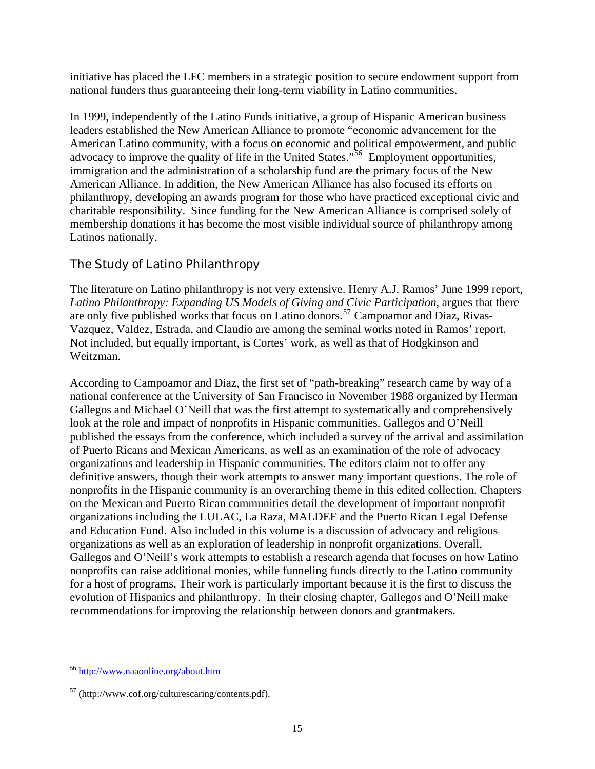initiative has placed the LFC members in a strategic position to secure endowment support from national funders thus guaranteeing their long-term viability in Latino communities.

In 1999, independently of the Latino Funds initiative, a group of Hispanic American business leaders established the New American Alliance to promote "economic advancement for the American Latino community, with a focus on economic and political empowerment, and public advocacy to improve the quality of life in the United States."[56] Employment opportunities, immigration and the administration of a scholarship fund are the primary focus of the New American Alliance. In addition, the New American Alliance has also focused its efforts on philanthropy, developing an awards program for those who have practiced exceptional civic and charitable responsibility. Since funding for the New American Alliance is comprised solely of membership donations it has become the most visible individual source of philanthropy among Latinos nationally.

## The Study of Latino Philanthropy

The literature on Latino philanthropy is not very extensive. Henry A.J. Ramos' June 1999 report, *Latino Philanthropy: Expanding US Models of Giving and Civic Participation*, argues that there are only five published works that focus on Latino donors.[57] Campoamor and Diaz, Rivas-Vazquez, Valdez, Estrada, and Claudio are among the seminal works noted in Ramos' report. Not included, but equally important, is Cortes' work, as well as that of Hodgkinson and Weitzman.

According to Campoamor and Diaz, the first set of "path-breaking" research came by way of a national conference at the University of San Francisco in November 1988 organized by Herman Gallegos and Michael O'Neill that was the first attempt to systematically and comprehensively look at the role and impact of nonprofits in Hispanic communities. Gallegos and O'Neill published the essays from the conference, which included a survey of the arrival and assimilation of Puerto Ricans and Mexican Americans, as well as an examination of the role of advocacy organizations and leadership in Hispanic communities. The editors claim not to offer any definitive answers, though their work attempts to answer many important questions. The role of nonprofits in the Hispanic community is an overarching theme in this edited collection. Chapters on the Mexican and Puerto Rican communities detail the development of important nonprofit organizations including the LULAC, La Raza, MALDEF and the Puerto Rican Legal Defense and Education Fund. Also included in this volume is a discussion of advocacy and religious organizations as well as an exploration of leadership in nonprofit organizations. Overall, Gallegos and O'Neill's work attempts to establish a research agenda that focuses on how Latino nonprofits can raise additional monies, while funneling funds directly to the Latino community for a host of programs. Their work is particularly important because it is the first to discuss the evolution of Hispanics and philanthropy. In their closing chapter, Gallegos and O'Neill make recommendations for improving the relationship between donors and grantmakers.

---

[56] http://www.naaonline.org/about.htm

[57] (http://www.cof.org/culturescaring/contents.pdf).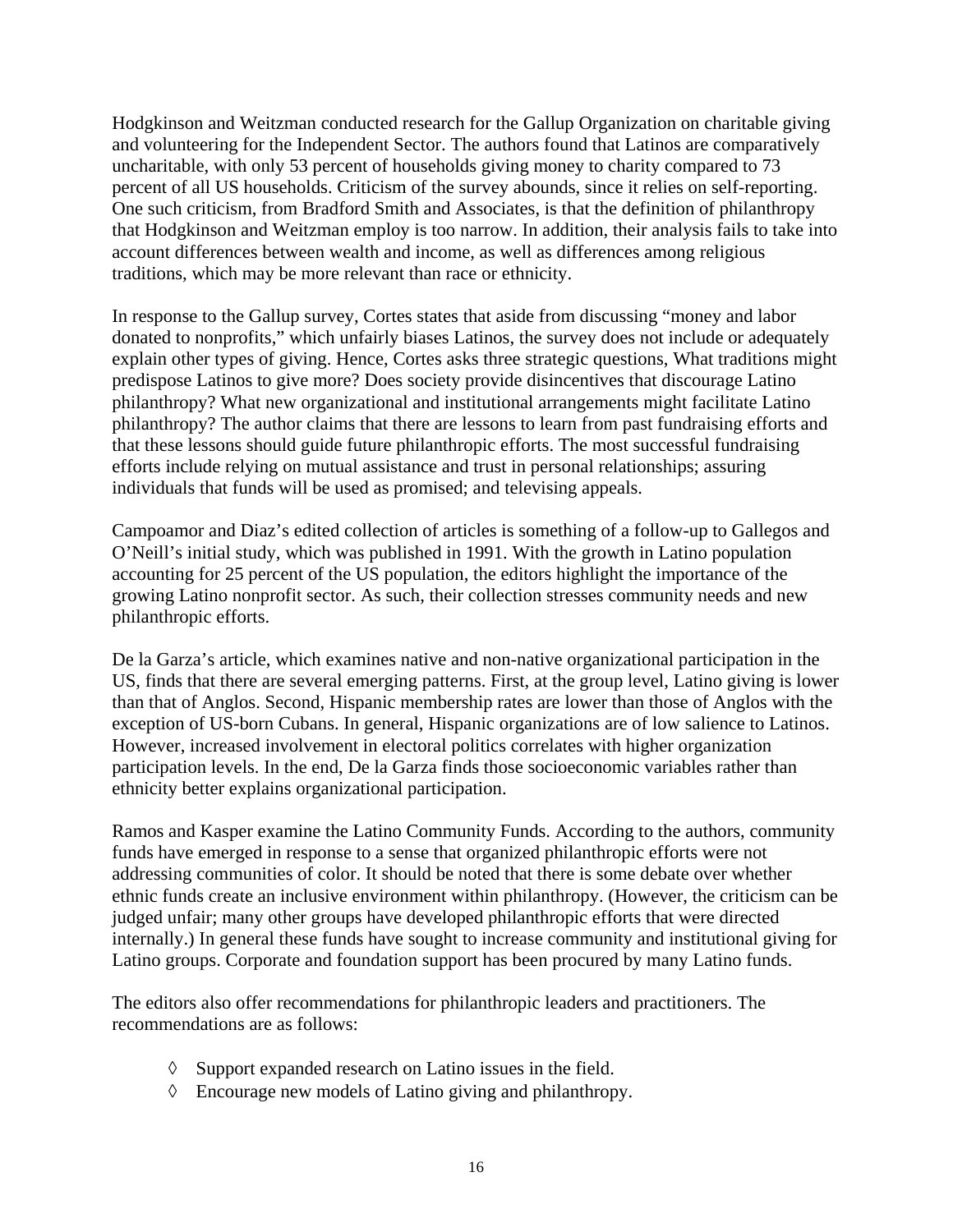Hodgkinson and Weitzman conducted research for the Gallup Organization on charitable giving and volunteering for the Independent Sector. The authors found that Latinos are comparatively uncharitable, with only 53 percent of households giving money to charity compared to 73 percent of all US households. Criticism of the survey abounds, since it relies on self-reporting. One such criticism, from Bradford Smith and Associates, is that the definition of philanthropy that Hodgkinson and Weitzman employ is too narrow. In addition, their analysis fails to take into account differences between wealth and income, as well as differences among religious traditions, which may be more relevant than race or ethnicity.

In response to the Gallup survey, Cortes states that aside from discussing "money and labor donated to nonprofits," which unfairly biases Latinos, the survey does not include or adequately explain other types of giving. Hence, Cortes asks three strategic questions, What traditions might predispose Latinos to give more? Does society provide disincentives that discourage Latino philanthropy? What new organizational and institutional arrangements might facilitate Latino philanthropy? The author claims that there are lessons to learn from past fundraising efforts and that these lessons should guide future philanthropic efforts. The most successful fundraising efforts include relying on mutual assistance and trust in personal relationships; assuring individuals that funds will be used as promised; and televising appeals.

Campoamor and Diaz's edited collection of articles is something of a follow-up to Gallegos and O'Neill's initial study, which was published in 1991. With the growth in Latino population accounting for 25 percent of the US population, the editors highlight the importance of the growing Latino nonprofit sector. As such, their collection stresses community needs and new philanthropic efforts.

De la Garza's article, which examines native and non-native organizational participation in the US, finds that there are several emerging patterns. First, at the group level, Latino giving is lower than that of Anglos. Second, Hispanic membership rates are lower than those of Anglos with the exception of US-born Cubans. In general, Hispanic organizations are of low salience to Latinos. However, increased involvement in electoral politics correlates with higher organization participation levels. In the end, De la Garza finds those socioeconomic variables rather than ethnicity better explains organizational participation.

Ramos and Kasper examine the Latino Community Funds. According to the authors, community funds have emerged in response to a sense that organized philanthropic efforts were not addressing communities of color. It should be noted that there is some debate over whether ethnic funds create an inclusive environment within philanthropy. (However, the criticism can be judged unfair; many other groups have developed philanthropic efforts that were directed internally.) In general these funds have sought to increase community and institutional giving for Latino groups. Corporate and foundation support has been procured by many Latino funds.

The editors also offer recommendations for philanthropic leaders and practitioners. The recommendations are as follows:

- Support expanded research on Latino issues in the field.
- Encourage new models of Latino giving and philanthropy.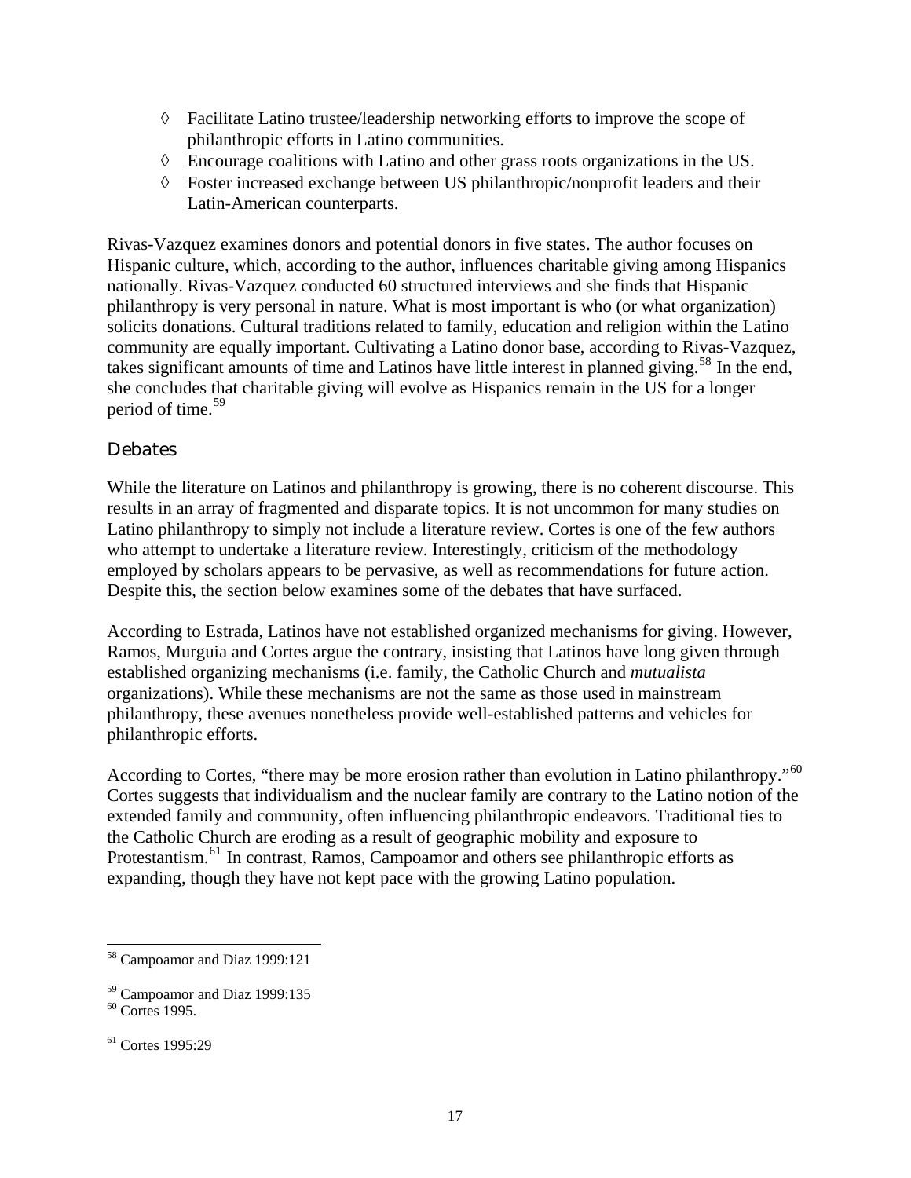- Facilitate Latino trustee/leadership networking efforts to improve the scope of philanthropic efforts in Latino communities.
- Encourage coalitions with Latino and other grass roots organizations in the US.
- Foster increased exchange between US philanthropic/nonprofit leaders and their Latin-American counterparts.

Rivas-Vazquez examines donors and potential donors in five states. The author focuses on Hispanic culture, which, according to the author, influences charitable giving among Hispanics nationally. Rivas-Vazquez conducted 60 structured interviews and she finds that Hispanic philanthropy is very personal in nature. What is most important is who (or what organization) solicits donations. Cultural traditions related to family, education and religion within the Latino community are equally important. Cultivating a Latino donor base, according to Rivas-Vazquez, takes significant amounts of time and Latinos have little interest in planned giving.[58] In the end, she concludes that charitable giving will evolve as Hispanics remain in the US for a longer period of time.[59]

## Debates

While the literature on Latinos and philanthropy is growing, there is no coherent discourse. This results in an array of fragmented and disparate topics. It is not uncommon for many studies on Latino philanthropy to simply not include a literature review. Cortes is one of the few authors who attempt to undertake a literature review. Interestingly, criticism of the methodology employed by scholars appears to be pervasive, as well as recommendations for future action. Despite this, the section below examines some of the debates that have surfaced.

According to Estrada, Latinos have not established organized mechanisms for giving. However, Ramos, Murguia and Cortes argue the contrary, insisting that Latinos have long given through established organizing mechanisms (i.e. family, the Catholic Church and *mutualista* organizations). While these mechanisms are not the same as those used in mainstream philanthropy, these avenues nonetheless provide well-established patterns and vehicles for philanthropic efforts.

According to Cortes, "there may be more erosion rather than evolution in Latino philanthropy."[60] Cortes suggests that individualism and the nuclear family are contrary to the Latino notion of the extended family and community, often influencing philanthropic endeavors. Traditional ties to the Catholic Church are eroding as a result of geographic mobility and exposure to Protestantism.[61] In contrast, Ramos, Campoamor and others see philanthropic efforts as expanding, though they have not kept pace with the growing Latino population.

---

[58] Campoamor and Diaz 1999:121

[59] Campoamor and Diaz 1999:135

[60] Cortes 1995.

[61] Cortes 1995:29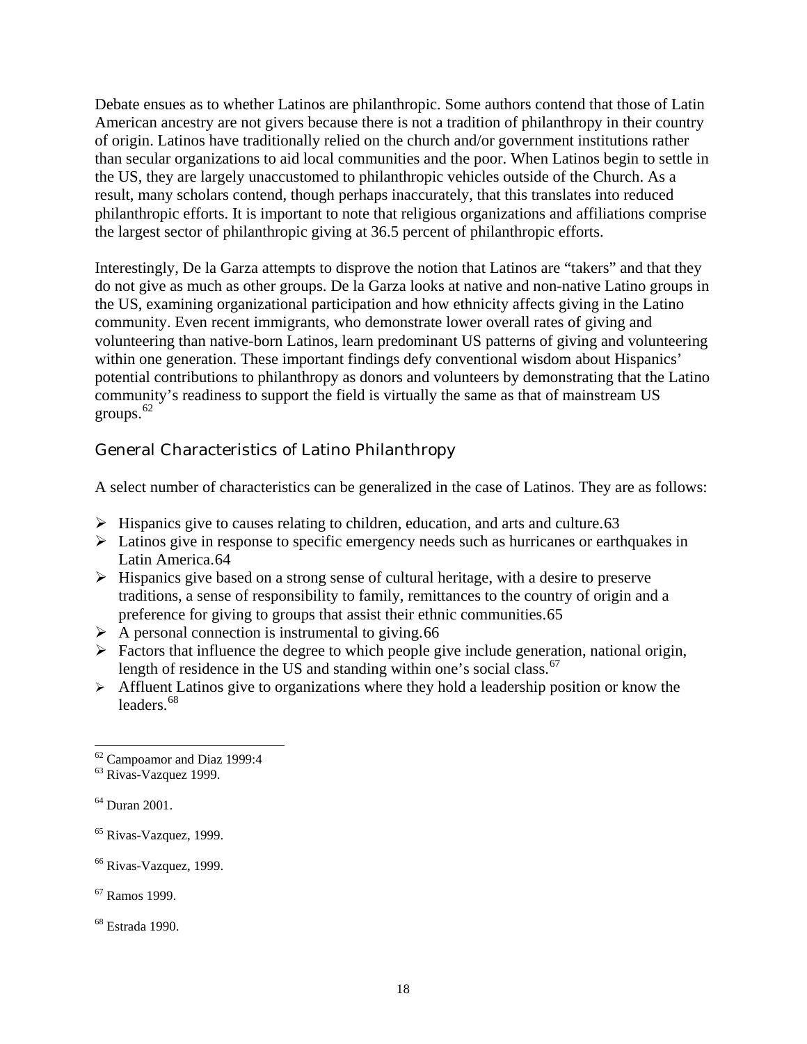Debate ensues as to whether Latinos are philanthropic. Some authors contend that those of Latin American ancestry are not givers because there is not a tradition of philanthropy in their country of origin. Latinos have traditionally relied on the church and/or government institutions rather than secular organizations to aid local communities and the poor. When Latinos begin to settle in the US, they are largely unaccustomed to philanthropic vehicles outside of the Church. As a result, many scholars contend, though perhaps inaccurately, that this translates into reduced philanthropic efforts. It is important to note that religious organizations and affiliations comprise the largest sector of philanthropic giving at 36.5 percent of philanthropic efforts.

Interestingly, De la Garza attempts to disprove the notion that Latinos are "takers" and that they do not give as much as other groups. De la Garza looks at native and non-native Latino groups in the US, examining organizational participation and how ethnicity affects giving in the Latino community. Even recent immigrants, who demonstrate lower overall rates of giving and volunteering than native-born Latinos, learn predominant US patterns of giving and volunteering within one generation. These important findings defy conventional wisdom about Hispanics' potential contributions to philanthropy as donors and volunteers by demonstrating that the Latino community's readiness to support the field is virtually the same as that of mainstream US groups.[62]

## General Characteristics of Latino Philanthropy

A select number of characteristics can be generalized in the case of Latinos. They are as follows:

- Hispanics give to causes relating to children, education, and arts and culture.63
- Latinos give in response to specific emergency needs such as hurricanes or earthquakes in Latin America.64
- Hispanics give based on a strong sense of cultural heritage, with a desire to preserve traditions, a sense of responsibility to family, remittances to the country of origin and a preference for giving to groups that assist their ethnic communities.65
- A personal connection is instrumental to giving.66
- Factors that influence the degree to which people give include generation, national origin, length of residence in the US and standing within one's social class.[67]
- Affluent Latinos give to organizations where they hold a leadership position or know the leaders.[68]

---

[62] Campoamor and Diaz 1999:4

[63] Rivas-Vazquez 1999.

[64] Duran 2001.

[65] Rivas-Vazquez, 1999.

[66] Rivas-Vazquez, 1999.

[67] Ramos 1999.

[68] Estrada 1990.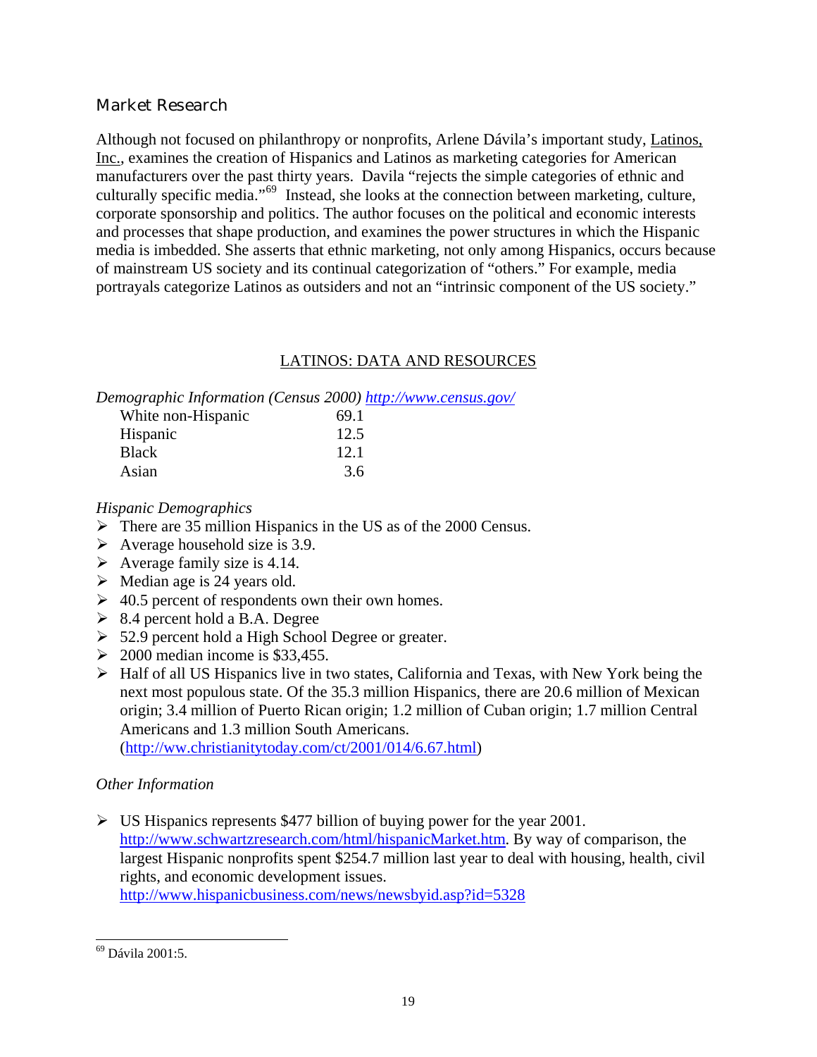## Market Research

Although not focused on philanthropy or nonprofits, Arlene Dávila's important study, Latinos, Inc., examines the creation of Hispanics and Latinos as marketing categories for American manufacturers over the past thirty years. Davila "rejects the simple categories of ethnic and culturally specific media."[69] Instead, she looks at the connection between marketing, culture, corporate sponsorship and politics. The author focuses on the political and economic interests and processes that shape production, and examines the power structures in which the Hispanic media is imbedded. She asserts that ethnic marketing, not only among Hispanics, occurs because of mainstream US society and its continual categorization of "others." For example, media portrayals categorize Latinos as outsiders and not an "intrinsic component of the US society."

## LATINOS: DATA AND RESOURCES

*Demographic Information (Census 2000)* *http://www.census.gov/*

| | |
|---|---|
| White non-Hispanic | 69.1 |
| Hispanic | 12.5 |
| Black | 12.1 |
| Asian | 3.6 |

*Hispanic Demographics*

- There are 35 million Hispanics in the US as of the 2000 Census.
- Average household size is 3.9.
- Average family size is 4.14.
- Median age is 24 years old.
- 40.5 percent of respondents own their own homes.
- 8.4 percent hold a B.A. Degree
- 52.9 percent hold a High School Degree or greater.
- 2000 median income is $33,455.
- Half of all US Hispanics live in two states, California and Texas, with New York being the next most populous state. Of the 35.3 million Hispanics, there are 20.6 million of Mexican origin; 3.4 million of Puerto Rican origin; 1.2 million of Cuban origin; 1.7 million Central Americans and 1.3 million South Americans. (http://ww.christianitytoday.com/ct/2001/014/6.67.html)

*Other Information*

- US Hispanics represents $477 billion of buying power for the year 2001. http://www.schwartzresearch.com/html/hispanicMarket.htm. By way of comparison, the largest Hispanic nonprofits spent $254.7 million last year to deal with housing, health, civil rights, and economic development issues. http://www.hispanicbusiness.com/news/newsbyid.asp?id=5328

---

[69] Dávila 2001:5.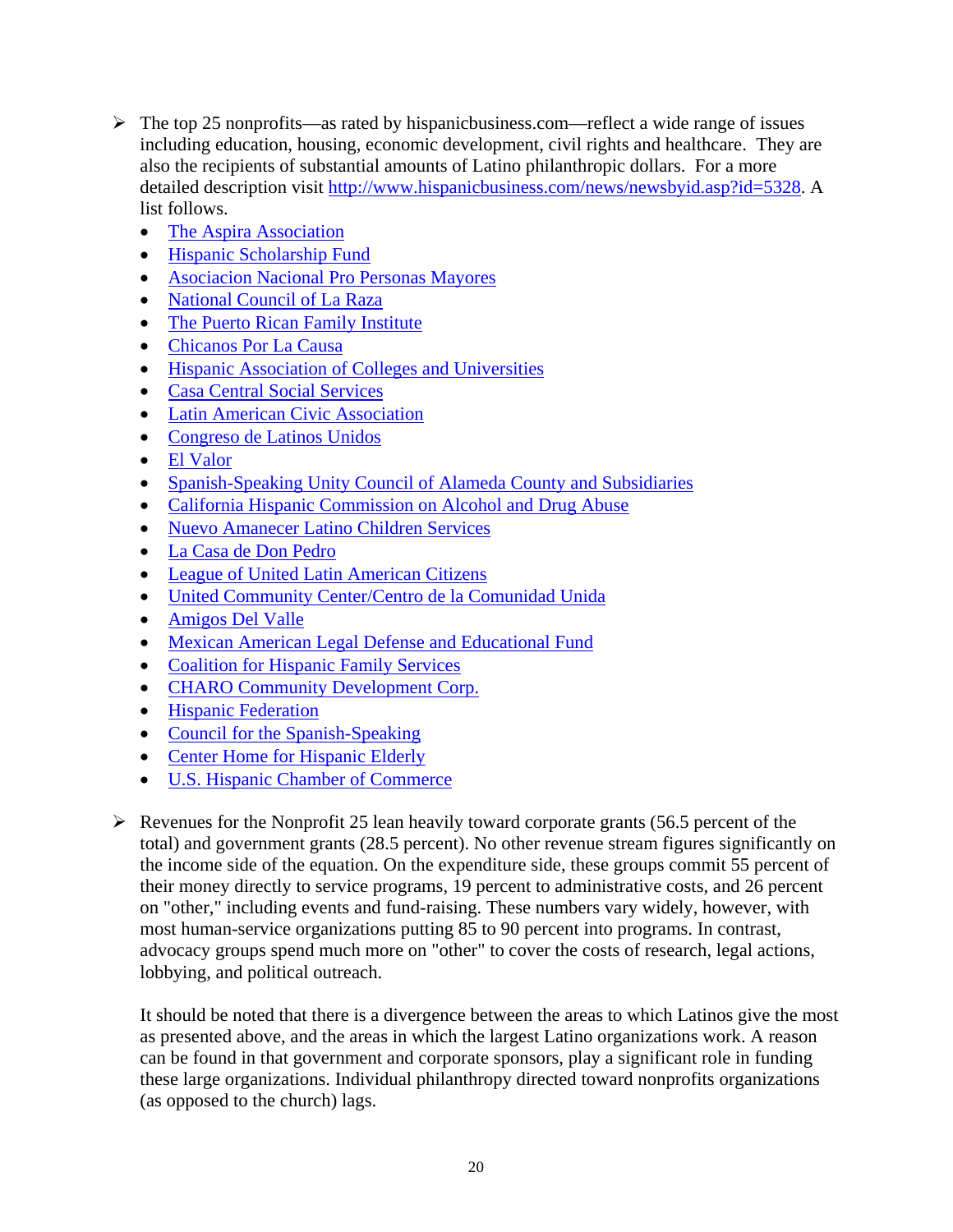- The top 25 nonprofits—as rated by hispanicbusiness.com—reflect a wide range of issues including education, housing, economic development, civil rights and healthcare. They are also the recipients of substantial amounts of Latino philanthropic dollars. For a more detailed description visit http://www.hispanicbusiness.com/news/newsbyid.asp?id=5328. A list follows.
  - The Aspira Association
  - Hispanic Scholarship Fund
  - Asociacion Nacional Pro Personas Mayores
  - National Council of La Raza
  - The Puerto Rican Family Institute
  - Chicanos Por La Causa
  - Hispanic Association of Colleges and Universities
  - Casa Central Social Services
  - Latin American Civic Association
  - Congreso de Latinos Unidos
  - El Valor
  - Spanish-Speaking Unity Council of Alameda County and Subsidiaries
  - California Hispanic Commission on Alcohol and Drug Abuse
  - Nuevo Amanecer Latino Children Services
  - La Casa de Don Pedro
  - League of United Latin American Citizens
  - United Community Center/Centro de la Comunidad Unida
  - Amigos Del Valle
  - Mexican American Legal Defense and Educational Fund
  - Coalition for Hispanic Family Services
  - CHARO Community Development Corp.
  - Hispanic Federation
  - Council for the Spanish-Speaking
  - Center Home for Hispanic Elderly
  - U.S. Hispanic Chamber of Commerce

- Revenues for the Nonprofit 25 lean heavily toward corporate grants (56.5 percent of the total) and government grants (28.5 percent). No other revenue stream figures significantly on the income side of the equation. On the expenditure side, these groups commit 55 percent of their money directly to service programs, 19 percent to administrative costs, and 26 percent on "other," including events and fund-raising. These numbers vary widely, however, with most human-service organizations putting 85 to 90 percent into programs. In contrast, advocacy groups spend much more on "other" to cover the costs of research, legal actions, lobbying, and political outreach.

  It should be noted that there is a divergence between the areas to which Latinos give the most as presented above, and the areas in which the largest Latino organizations work. A reason can be found in that government and corporate sponsors, play a significant role in funding these large organizations. Individual philanthropy directed toward nonprofits organizations (as opposed to the church) lags.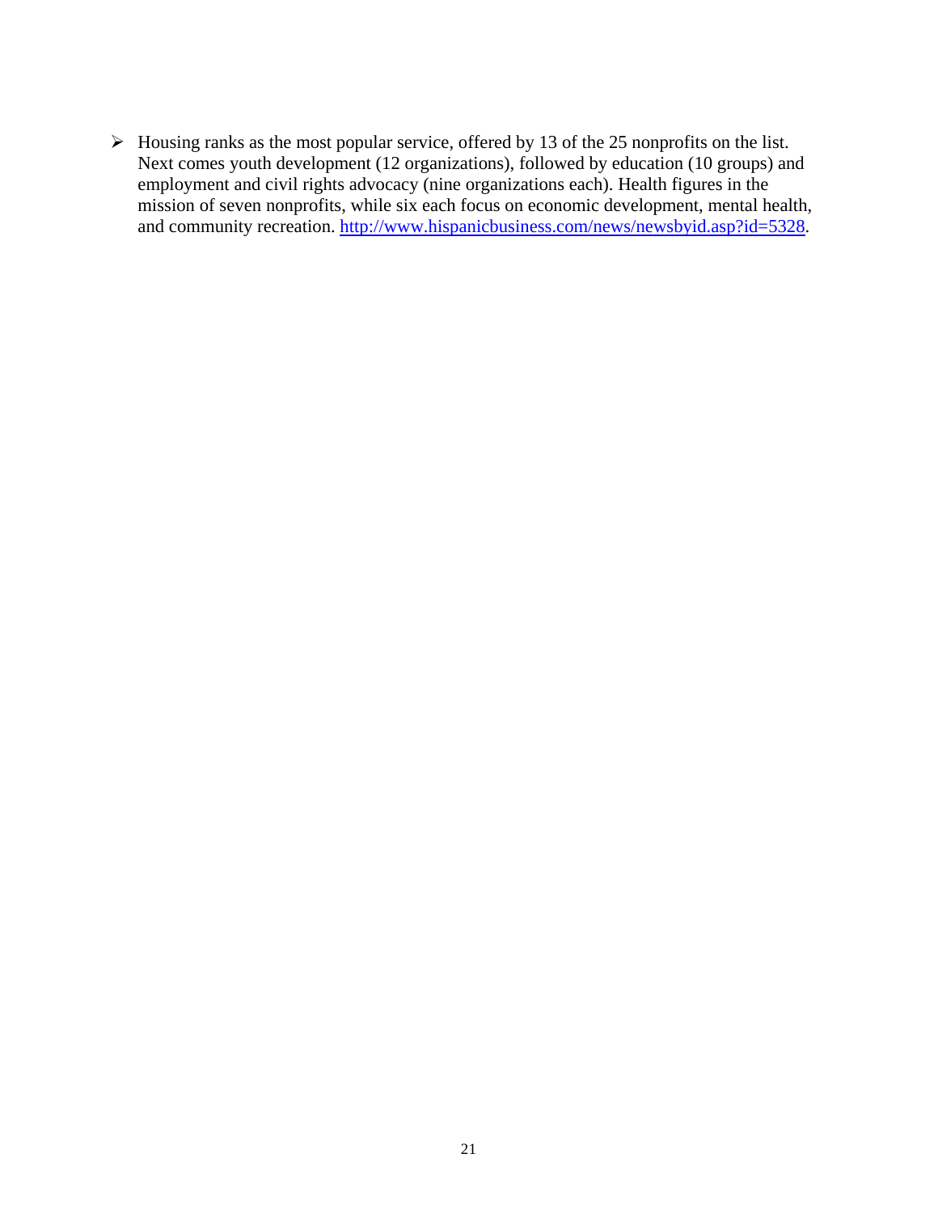- Housing ranks as the most popular service, offered by 13 of the 25 nonprofits on the list. Next comes youth development (12 organizations), followed by education (10 groups) and employment and civil rights advocacy (nine organizations each). Health figures in the mission of seven nonprofits, while six each focus on economic development, mental health, and community recreation. http://www.hispanicbusiness.com/news/newsbyid.asp?id=5328.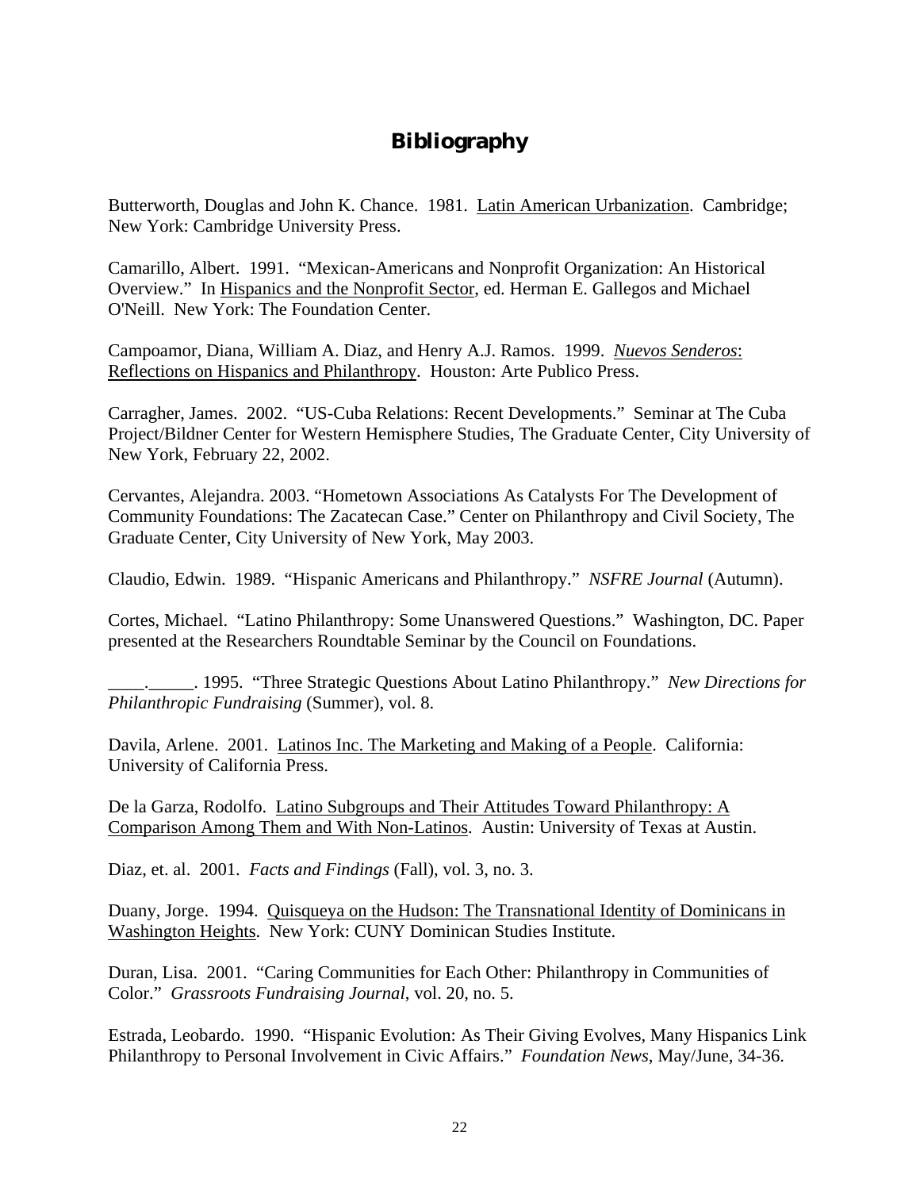# Bibliography

Butterworth, Douglas and John K. Chance. 1981. Latin American Urbanization. Cambridge; New York: Cambridge University Press.

Camarillo, Albert. 1991. "Mexican-Americans and Nonprofit Organization: An Historical Overview." In Hispanics and the Nonprofit Sector, ed. Herman E. Gallegos and Michael O'Neill. New York: The Foundation Center.

Campoamor, Diana, William A. Diaz, and Henry A.J. Ramos. 1999. *Nuevos Senderos*: Reflections on Hispanics and Philanthropy. Houston: Arte Publico Press.

Carragher, James. 2002. "US-Cuba Relations: Recent Developments." Seminar at The Cuba Project/Bildner Center for Western Hemisphere Studies, The Graduate Center, City University of New York, February 22, 2002.

Cervantes, Alejandra. 2003. "Hometown Associations As Catalysts For The Development of Community Foundations: The Zacatecan Case." Center on Philanthropy and Civil Society, The Graduate Center, City University of New York, May 2003.

Claudio, Edwin. 1989. "Hispanic Americans and Philanthropy." *NSFRE Journal* (Autumn).

Cortes, Michael. "Latino Philanthropy: Some Unanswered Questions." Washington, DC. Paper presented at the Researchers Roundtable Seminar by the Council on Foundations.

____.______. 1995. "Three Strategic Questions About Latino Philanthropy." *New Directions for Philanthropic Fundraising* (Summer), vol. 8.

Davila, Arlene. 2001. Latinos Inc. The Marketing and Making of a People. California: University of California Press.

De la Garza, Rodolfo. Latino Subgroups and Their Attitudes Toward Philanthropy: A Comparison Among Them and With Non-Latinos. Austin: University of Texas at Austin.

Diaz, et. al. 2001. *Facts and Findings* (Fall), vol. 3, no. 3.

Duany, Jorge. 1994. Quisqueya on the Hudson: The Transnational Identity of Dominicans in Washington Heights. New York: CUNY Dominican Studies Institute.

Duran, Lisa. 2001. "Caring Communities for Each Other: Philanthropy in Communities of Color." *Grassroots Fundraising Journal*, vol. 20, no. 5.

Estrada, Leobardo. 1990. "Hispanic Evolution: As Their Giving Evolves, Many Hispanics Link Philanthropy to Personal Involvement in Civic Affairs." *Foundation News*, May/June, 34-36.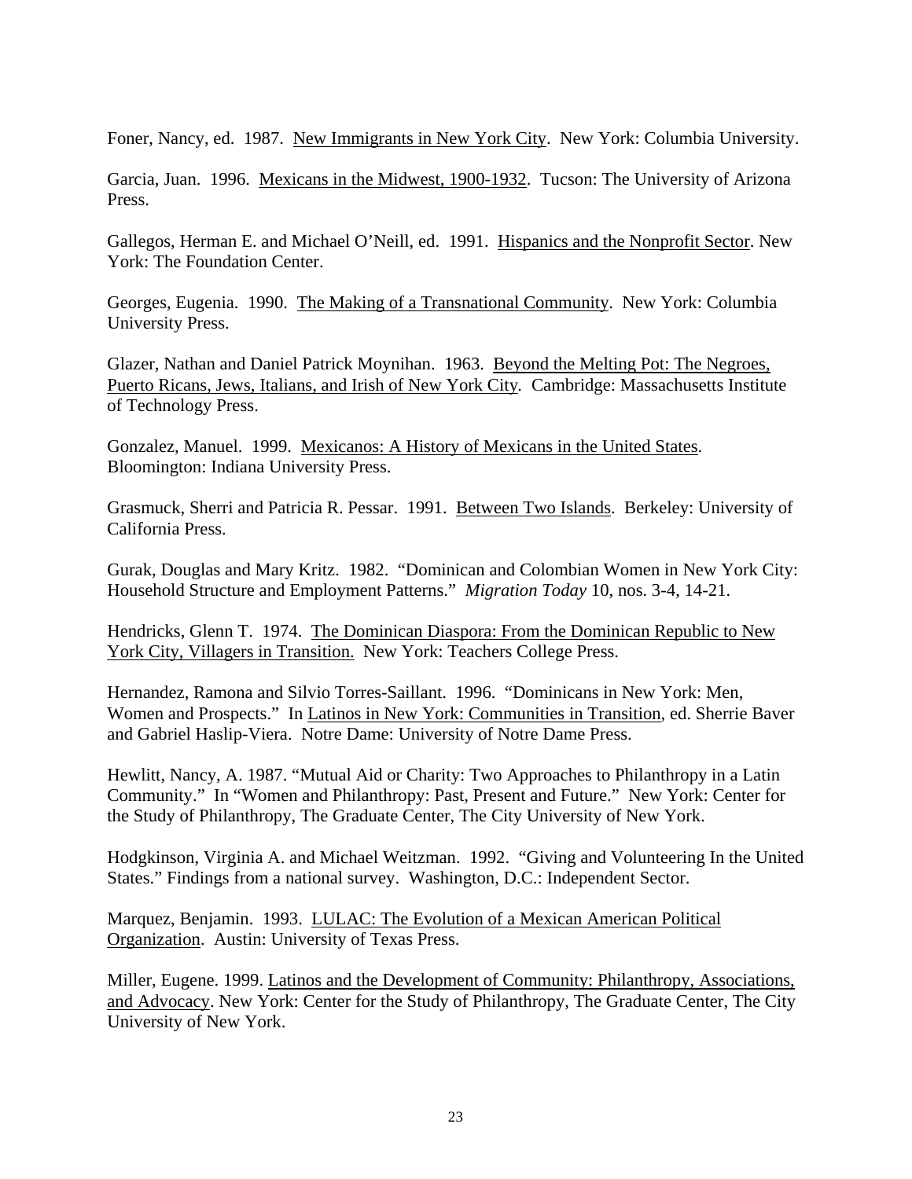Foner, Nancy, ed. 1987. <u>New Immigrants in New York City</u>. New York: Columbia University.

Garcia, Juan. 1996. <u>Mexicans in the Midwest, 1900-1932</u>. Tucson: The University of Arizona Press.

Gallegos, Herman E. and Michael O'Neill, ed. 1991. <u>Hispanics and the Nonprofit Sector</u>. New York: The Foundation Center.

Georges, Eugenia. 1990. <u>The Making of a Transnational Community</u>. New York: Columbia University Press.

Glazer, Nathan and Daniel Patrick Moynihan. 1963. <u>Beyond the Melting Pot: The Negroes, Puerto Ricans, Jews, Italians, and Irish of New York City</u>. Cambridge: Massachusetts Institute of Technology Press.

Gonzalez, Manuel. 1999. <u>Mexicanos: A History of Mexicans in the United States</u>. Bloomington: Indiana University Press.

Grasmuck, Sherri and Patricia R. Pessar. 1991. <u>Between Two Islands</u>. Berkeley: University of California Press.

Gurak, Douglas and Mary Kritz. 1982. "Dominican and Colombian Women in New York City: Household Structure and Employment Patterns." *Migration Today* 10, nos. 3-4, 14-21.

Hendricks, Glenn T. 1974. <u>The Dominican Diaspora: From the Dominican Republic to New York City, Villagers in Transition.</u> New York: Teachers College Press.

Hernandez, Ramona and Silvio Torres-Saillant. 1996. "Dominicans in New York: Men, Women and Prospects." In <u>Latinos in New York: Communities in Transition</u>, ed. Sherrie Baver and Gabriel Haslip-Viera. Notre Dame: University of Notre Dame Press.

Hewlitt, Nancy, A. 1987. "Mutual Aid or Charity: Two Approaches to Philanthropy in a Latin Community." In "Women and Philanthropy: Past, Present and Future." New York: Center for the Study of Philanthropy, The Graduate Center, The City University of New York.

Hodgkinson, Virginia A. and Michael Weitzman. 1992. "Giving and Volunteering In the United States." Findings from a national survey. Washington, D.C.: Independent Sector.

Marquez, Benjamin. 1993. <u>LULAC: The Evolution of a Mexican American Political Organization</u>. Austin: University of Texas Press.

Miller, Eugene. 1999. <u>Latinos and the Development of Community: Philanthropy, Associations, and Advocacy</u>. New York: Center for the Study of Philanthropy, The Graduate Center, The City University of New York.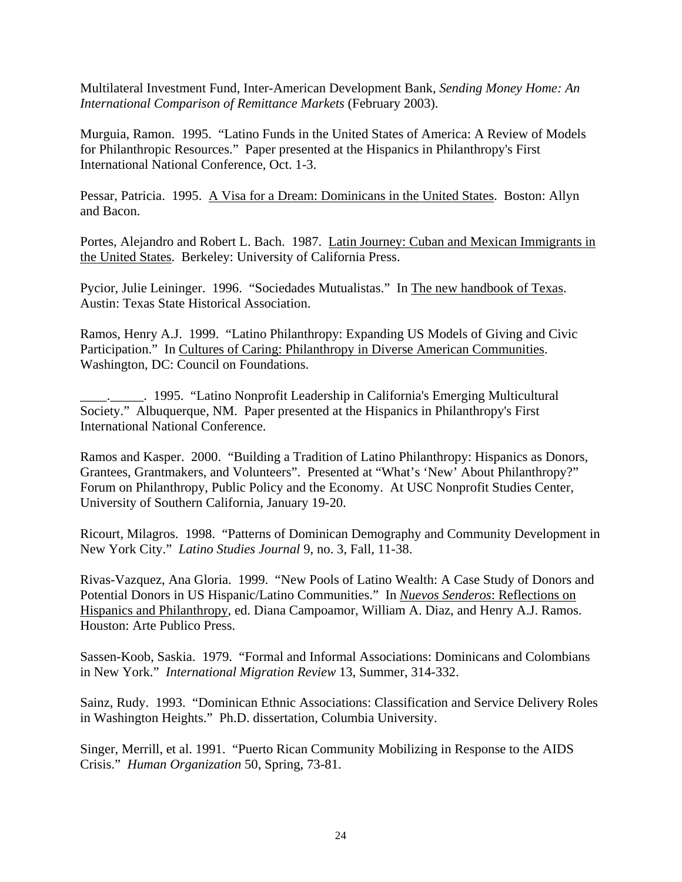Multilateral Investment Fund, Inter-American Development Bank, *Sending Money Home: An International Comparison of Remittance Markets* (February 2003).

Murguia, Ramon. 1995. "Latino Funds in the United States of America: A Review of Models for Philanthropic Resources." Paper presented at the Hispanics in Philanthropy's First International National Conference, Oct. 1-3.

Pessar, Patricia. 1995. <u>A Visa for a Dream: Dominicans in the United States</u>. Boston: Allyn and Bacon.

Portes, Alejandro and Robert L. Bach. 1987. <u>Latin Journey: Cuban and Mexican Immigrants in the United States</u>. Berkeley: University of California Press.

Pycior, Julie Leininger. 1996. "Sociedades Mutualistas." In <u>The new handbook of Texas</u>. Austin: Texas State Historical Association.

Ramos, Henry A.J. 1999. "Latino Philanthropy: Expanding US Models of Giving and Civic Participation." In <u>Cultures of Caring: Philanthropy in Diverse American Communities</u>. Washington, DC: Council on Foundations.

____._____. 1995. "Latino Nonprofit Leadership in California's Emerging Multicultural Society." Albuquerque, NM. Paper presented at the Hispanics in Philanthropy's First International National Conference.

Ramos and Kasper. 2000. "Building a Tradition of Latino Philanthropy: Hispanics as Donors, Grantees, Grantmakers, and Volunteers". Presented at "What's 'New' About Philanthropy?" Forum on Philanthropy, Public Policy and the Economy. At USC Nonprofit Studies Center, University of Southern California, January 19-20.

Ricourt, Milagros. 1998. "Patterns of Dominican Demography and Community Development in New York City." *Latino Studies Journal* 9, no. 3, Fall, 11-38.

Rivas-Vazquez, Ana Gloria. 1999. "New Pools of Latino Wealth: A Case Study of Donors and Potential Donors in US Hispanic/Latino Communities." In <u>*Nuevos Senderos*: Reflections on Hispanics and Philanthropy</u>, ed. Diana Campoamor, William A. Diaz, and Henry A.J. Ramos. Houston: Arte Publico Press.

Sassen-Koob, Saskia. 1979. "Formal and Informal Associations: Dominicans and Colombians in New York." *International Migration Review* 13, Summer, 314-332.

Sainz, Rudy. 1993. "Dominican Ethnic Associations: Classification and Service Delivery Roles in Washington Heights." Ph.D. dissertation, Columbia University.

Singer, Merrill, et al. 1991. "Puerto Rican Community Mobilizing in Response to the AIDS Crisis." *Human Organization* 50, Spring, 73-81.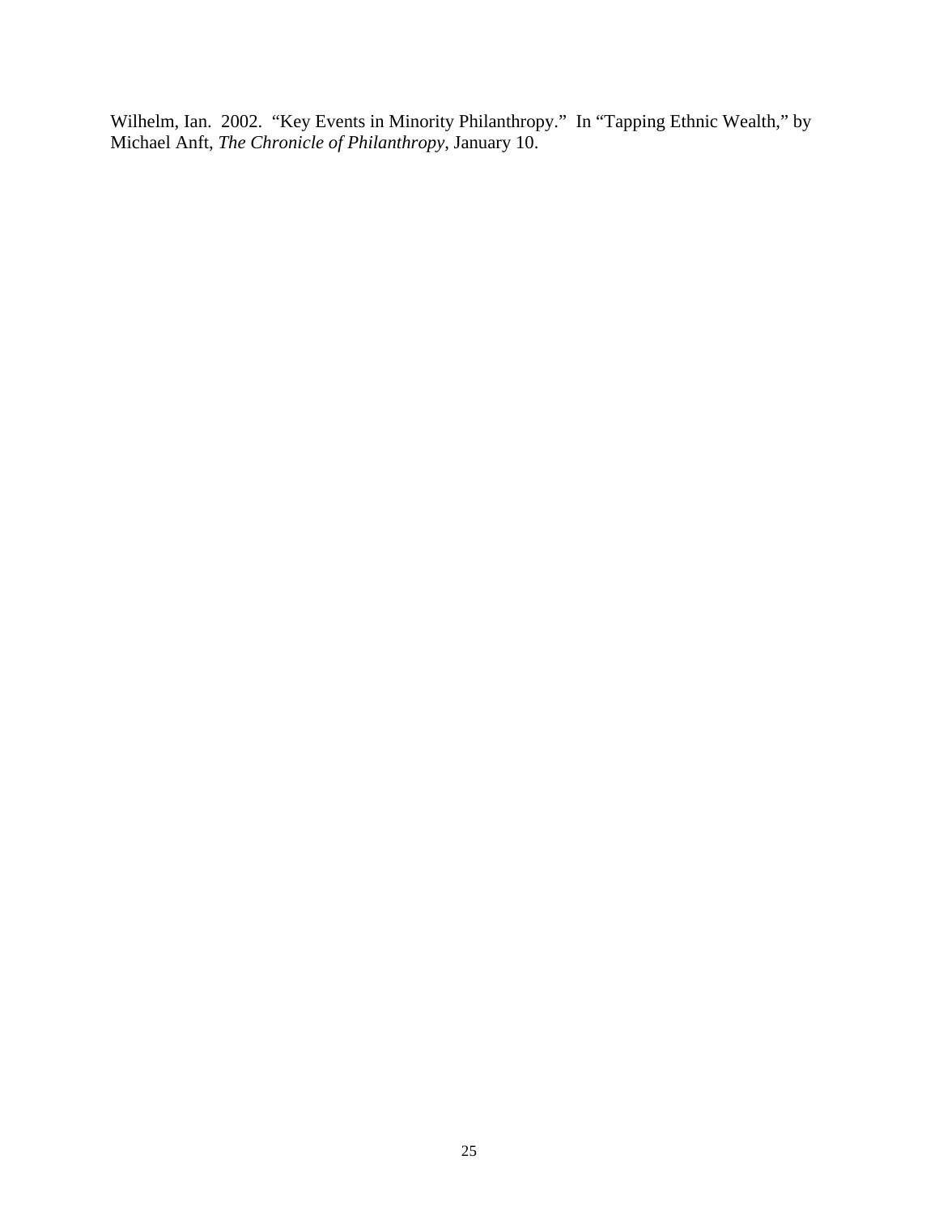Wilhelm, Ian. 2002. "Key Events in Minority Philanthropy." In "Tapping Ethnic Wealth," by Michael Anft, *The Chronicle of Philanthropy*, January 10.